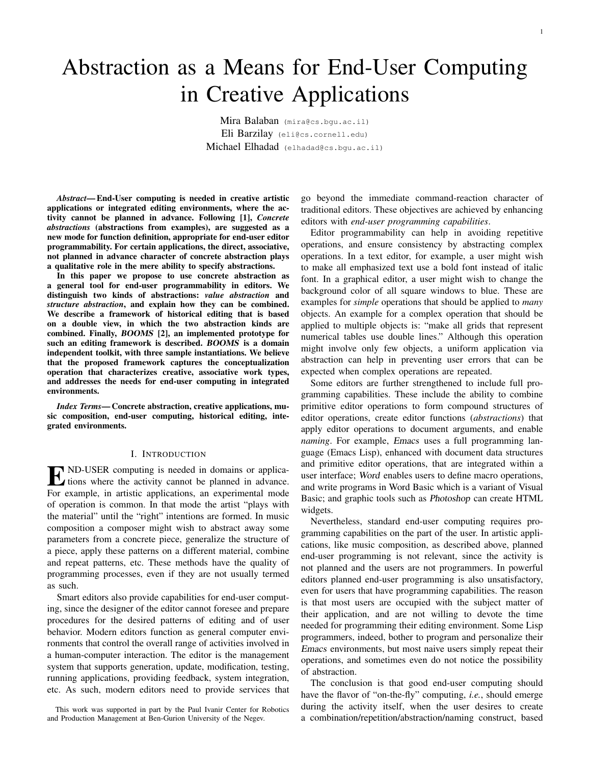# Abstraction as a Means for End-User Computing in Creative Applications

Mira Balaban (mira@cs.bgu.ac.il)
Eli Barzilay (eli@cs.cornell.edu)
Michael Elhadad (elhadad@cs.bgu.ac.il)

***Abstract*— End-User computing is needed in creative artistic applications or integrated editing environments, where the activity cannot be planned in advance. Following [1], *Concrete abstractions* (abstractions from examples), are suggested as a new mode for function definition, appropriate for end-user editor programmability. For certain applications, the direct, associative, not planned in advance character of concrete abstraction plays a qualitative role in the mere ability to specify abstractions.**

**In this paper we propose to use concrete abstraction as a general tool for end-user programmability in editors. We distinguish two kinds of abstractions: *value abstraction* and *structure abstraction*, and explain how they can be combined. We describe a framework of historical editing that is based on a double view, in which the two abstraction kinds are combined. Finally, *BOOMS* [2], an implemented prototype for such an editing framework is described. *BOOMS* is a domain independent toolkit, with three sample instantiations. We believe that the proposed framework captures the conceptualization operation that characterizes creative, associative work types, and addresses the needs for end-user computing in integrated environments.**

***Index Terms*— Concrete abstraction, creative applications, music composition, end-user computing, historical editing, integrated environments.**

## I. Introduction

END-USER computing is needed in domains or applications where the activity cannot be planned in advance. For example, in artistic applications, an experimental mode of operation is common. In that mode the artist "plays with the material" until the "right" intentions are formed. In music composition a composer might wish to abstract away some parameters from a concrete piece, generalize the structure of a piece, apply these patterns on a different material, combine and repeat patterns, etc. These methods have the quality of programming processes, even if they are not usually termed as such.

Smart editors also provide capabilities for end-user computing, since the designer of the editor cannot foresee and prepare procedures for the desired patterns of editing and of user behavior. Modern editors function as general computer environments that control the overall range of activities involved in a human-computer interaction. The editor is the management system that supports generation, update, modification, testing, running applications, providing feedback, system integration, etc. As such, modern editors need to provide services that go beyond the immediate command-reaction character of traditional editors. These objectives are achieved by enhancing editors with *end-user programming capabilities*.

Editor programmability can help in avoiding repetitive operations, and ensure consistency by abstracting complex operations. In a text editor, for example, a user might wish to make all emphasized text use a bold font instead of italic font. In a graphical editor, a user might wish to change the background color of all square windows to blue. These are examples for *simple* operations that should be applied to *many* objects. An example for a complex operation that should be applied to multiple objects is: "make all grids that represent numerical tables use double lines." Although this operation might involve only few objects, a uniform application via abstraction can help in preventing user errors that can be expected when complex operations are repeated.

Some editors are further strengthened to include full programming capabilities. These include the ability to combine primitive editor operations to form compound structures of editor operations, create editor functions (*abstractions*) that apply editor operations to document arguments, and enable *naming*. For example, *Emacs* uses a full programming language (Emacs Lisp), enhanced with document data structures and primitive editor operations, that are integrated within a user interface; *Word* enables users to define macro operations, and write programs in Word Basic which is a variant of Visual Basic; and graphic tools such as *Photoshop* can create HTML widgets.

Nevertheless, standard end-user computing requires programming capabilities on the part of the user. In artistic applications, like music composition, as described above, planned end-user programming is not relevant, since the activity is not planned and the users are not programmers. In powerful editors planned end-user programming is also unsatisfactory, even for users that have programming capabilities. The reason is that most users are occupied with the subject matter of their application, and are not willing to devote the time needed for programming their editing environment. Some Lisp programmers, indeed, bother to program and personalize their *Emacs* environments, but most naive users simply repeat their operations, and sometimes even do not notice the possibility of abstraction.

The conclusion is that good end-user computing should have the flavor of "on-the-fly" computing, *i.e.*, should emerge during the activity itself, when the user desires to create a combination/repetition/abstraction/naming construct, based

This work was supported in part by the Paul Ivanir Center for Robotics and Production Management at Ben-Gurion University of the Negev.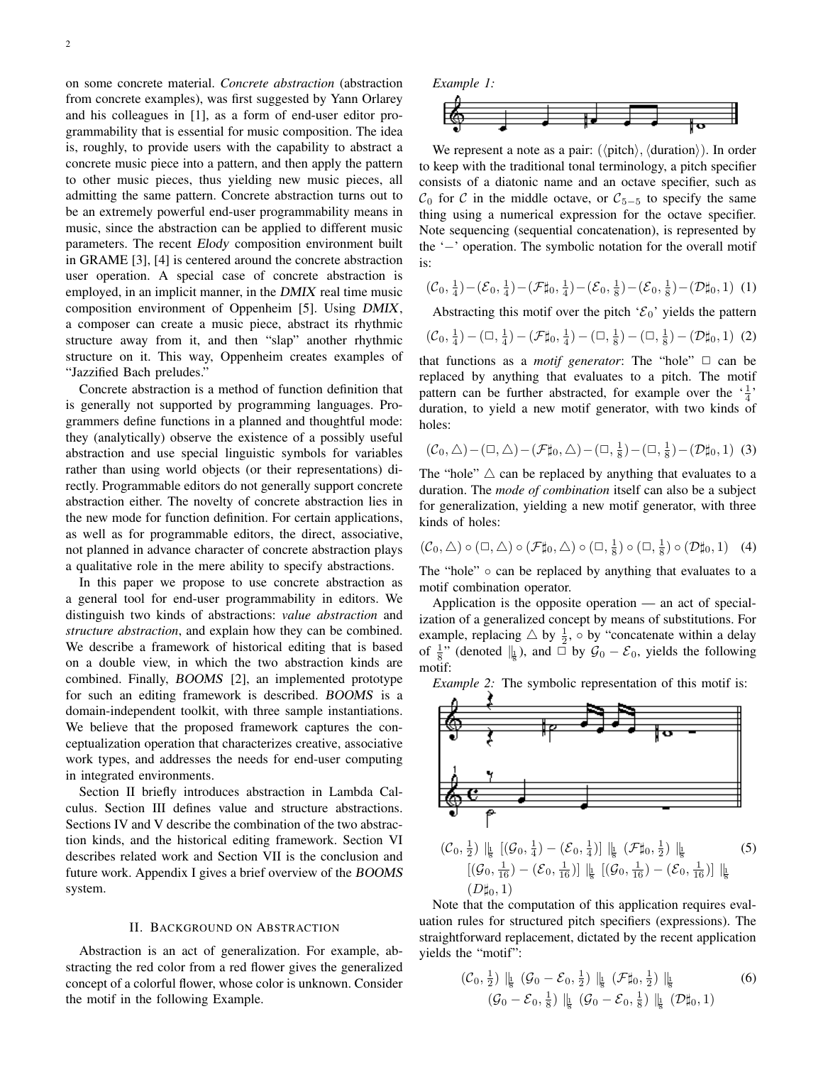on some concrete material. *Concrete abstraction* (abstraction from concrete examples), was first suggested by Yann Orlarey and his colleagues in [1], as a form of end-user editor programmability that is essential for music composition. The idea is, roughly, to provide users with the capability to abstract a concrete music piece into a pattern, and then apply the pattern to other music pieces, thus yielding new music pieces, all admitting the same pattern. Concrete abstraction turns out to be an extremely powerful end-user programmability means in music, since the abstraction can be applied to different music parameters. The recent *Elody* composition environment built in GRAME [3], [4] is centered around the concrete abstraction user operation. A special case of concrete abstraction is employed, in an implicit manner, in the *DMIX* real time music composition environment of Oppenheim [5]. Using *DMIX*, a composer can create a music piece, abstract its rhythmic structure away from it, and then "slap" another rhythmic structure on it. This way, Oppenheim creates examples of "Jazzified Bach preludes."

Concrete abstraction is a method of function definition that is generally not supported by programming languages. Programmers define functions in a planned and thoughtful mode: they (analytically) observe the existence of a possibly useful abstraction and use special linguistic symbols for variables rather than using world objects (or their representations) directly. Programmable editors do not generally support concrete abstraction either. The novelty of concrete abstraction lies in the new mode for function definition. For certain applications, as well as for programmable editors, the direct, associative, not planned in advance character of concrete abstraction plays a qualitative role in the mere ability to specify abstractions.

In this paper we propose to use concrete abstraction as a general tool for end-user programmability in editors. We distinguish two kinds of abstractions: *value abstraction* and *structure abstraction*, and explain how they can be combined. We describe a framework of historical editing that is based on a double view, in which the two abstraction kinds are combined. Finally, *BOOMS* [2], an implemented prototype for such an editing framework is described. *BOOMS* is a domain-independent toolkit, with three sample instantiations. We believe that the proposed framework captures the conceptualization operation that characterizes creative, associative work types, and addresses the needs for end-user computing in integrated environments.

Section II briefly introduces abstraction in Lambda Calculus. Section III defines value and structure abstractions. Sections IV and V describe the combination of the two abstraction kinds, and the historical editing framework. Section VI describes related work and Section VII is the conclusion and future work. Appendix I gives a brief overview of the *BOOMS* system.

## II. Background on Abstraction

Abstraction is an act of generalization. For example, abstracting the red color from a red flower gives the generalized concept of a colorful flower, whose color is unknown. Consider the motif in the following Example.

*Example 1:*

We represent a note as a pair: ($\langle$pitch$\rangle$, $\langle$duration$\rangle$). In order to keep with the traditional tonal terminology, a pitch specifier consists of a diatonic name and an octave specifier, such as $\mathcal{C}_0$ for $\mathcal{C}$ in the middle octave, or $\mathcal{C}_{5-5}$ to specify the same thing using a numerical expression for the octave specifier. Note sequencing (sequential concatenation), is represented by the '$-$' operation. The symbolic notation for the overall motif is:

$$(\mathcal{C}_0, \tfrac{1}{4}) - (\mathcal{E}_0, \tfrac{1}{4}) - (\mathcal{F}\sharp_0, \tfrac{1}{4}) - (\mathcal{E}_0, \tfrac{1}{8}) - (\mathcal{E}_0, \tfrac{1}{8}) - (\mathcal{D}\sharp_0, 1) \quad (1)$$

Abstracting this motif over the pitch '$\mathcal{E}_0$' yields the pattern

$$(\mathcal{C}_0, \tfrac{1}{4}) - (\square, \tfrac{1}{4}) - (\mathcal{F}\sharp_0, \tfrac{1}{4}) - (\square, \tfrac{1}{8}) - (\square, \tfrac{1}{8}) - (\mathcal{D}\sharp_0, 1) \quad (2)$$

that functions as a *motif generator*: The "hole" $\square$ can be replaced by anything that evaluates to a pitch. The motif pattern can be further abstracted, for example over the '$\frac{1}{4}$' duration, to yield a new motif generator, with two kinds of holes:

$$(\mathcal{C}_0, \triangle) - (\square, \triangle) - (\mathcal{F}\sharp_0, \triangle) - (\square, \tfrac{1}{8}) - (\square, \tfrac{1}{8}) - (\mathcal{D}\sharp_0, 1) \quad (3)$$

The "hole" $\triangle$ can be replaced by anything that evaluates to a duration. The *mode of combination* itself can also be a subject for generalization, yielding a new motif generator, with three kinds of holes:

$$(\mathcal{C}_0, \triangle) \circ (\square, \triangle) \circ (\mathcal{F}\sharp_0, \triangle) \circ (\square, \tfrac{1}{8}) \circ (\square, \tfrac{1}{8}) \circ (\mathcal{D}\sharp_0, 1) \quad (4)$$

The "hole" $\circ$ can be replaced by anything that evaluates to a motif combination operator.

Application is the opposite operation — an act of specialization of a generalized concept by means of substitutions. For example, replacing $\triangle$ by $\frac{1}{2}$, $\circ$ by "concatenate within a delay of $\frac{1}{8}$" (denoted $\|_{\frac{1}{8}}$), and $\square$ by $\mathcal{G}_0 - \mathcal{E}_0$, yields the following motif:

*Example 2:* The symbolic representation of this motif is:

$$(\mathcal{C}_0, \tfrac{1}{2}) \; \|_{\frac{1}{8}} \; [(\mathcal{G}_0, \tfrac{1}{4}) - (\mathcal{E}_0, \tfrac{1}{4})] \; \|_{\frac{1}{8}} \; (\mathcal{F}\sharp_0, \tfrac{1}{2}) \; \|_{\frac{1}{8}} \; [(\mathcal{G}_0, \tfrac{1}{16}) - (\mathcal{E}_0, \tfrac{1}{16})] \; \|_{\frac{1}{8}} \; [(\mathcal{G}_0, \tfrac{1}{16}) - (\mathcal{E}_0, \tfrac{1}{16})] \; \|_{\frac{1}{8}} \; (D\sharp_0, 1) \quad (5)$$

Note that the computation of this application requires evaluation rules for structured pitch specifiers (expressions). The straightforward replacement, dictated by the recent application yields the "motif":

$$(\mathcal{C}_0, \tfrac{1}{2}) \; \|_{\frac{1}{8}} \; (\mathcal{G}_0 - \mathcal{E}_0, \tfrac{1}{2}) \; \|_{\frac{1}{8}} \; (\mathcal{F}\sharp_0, \tfrac{1}{2}) \; \|_{\frac{1}{8}} \; (\mathcal{G}_0 - \mathcal{E}_0, \tfrac{1}{8}) \; \|_{\frac{1}{8}} \; (\mathcal{G}_0 - \mathcal{E}_0, \tfrac{1}{8}) \; \|_{\frac{1}{8}} \; (\mathcal{D}\sharp_0, 1) \quad (6)$$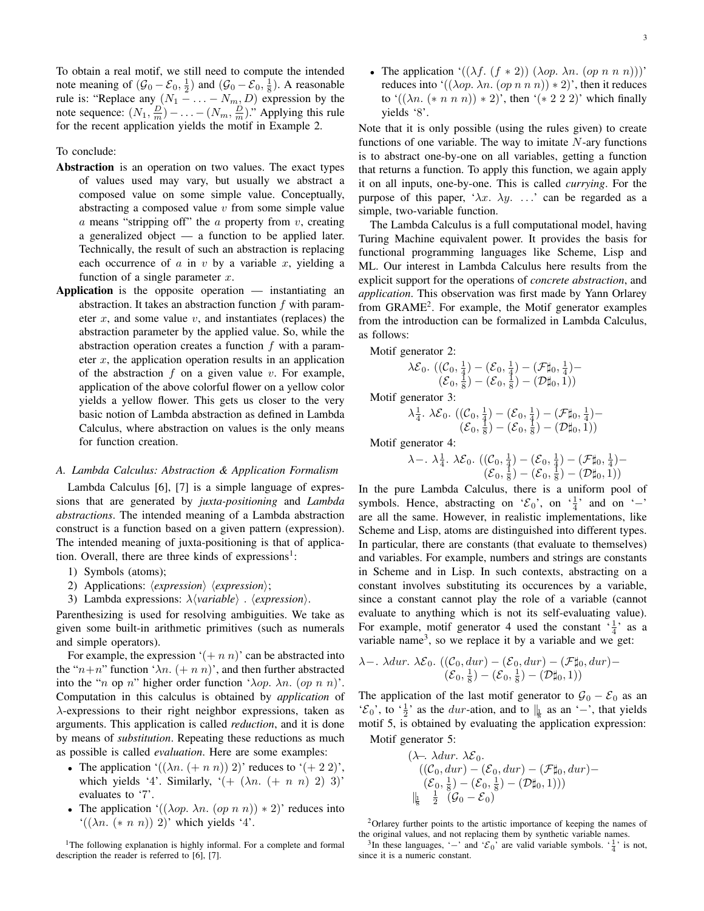To obtain a real motif, we still need to compute the intended note meaning of $(\mathcal{G}_0 - \mathcal{E}_0, \frac{1}{2})$ and $(\mathcal{G}_0 - \mathcal{E}_0, \frac{1}{8})$. A reasonable rule is: "Replace any $(N_1 - \ldots - N_m, D)$ expression by the note sequence: $(N_1, \frac{D}{m}) - \ldots - (N_m, \frac{D}{m})$." Applying this rule for the recent application yields the motif in Example 2.

To conclude:

**Abstraction** is an operation on two values. The exact types of values used may vary, but usually we abstract a composed value on some simple value. Conceptually, abstracting a composed value $v$ from some simple value $a$ means "stripping off" the $a$ property from $v$, creating a generalized object — a function to be applied later. Technically, the result of such an abstraction is replacing each occurrence of $a$ in $v$ by a variable $x$, yielding a function of a single parameter $x$.

**Application** is the opposite operation — instantiating an abstraction. It takes an abstraction function $f$ with parameter $x$, and some value $v$, and instantiates (replaces) the abstraction parameter by the applied value. So, while the abstraction operation creates a function $f$ with a parameter $x$, the application operation results in an application of the abstraction $f$ on a given value $v$. For example, application of the above colorful flower on a yellow color yields a yellow flower. This gets us closer to the very basic notion of Lambda abstraction as defined in Lambda Calculus, where abstraction on values is the only means for function creation.

### A. Lambda Calculus: Abstraction & Application Formalism

Lambda Calculus [6], [7] is a simple language of expressions that are generated by *juxta-positioning* and *Lambda abstractions*. The intended meaning of a Lambda abstraction construct is a function based on a given pattern (expression). The intended meaning of juxta-positioning is that of application. Overall, there are three kinds of expressions[1]:

1) Symbols (atoms);
2) Applications: $\langle expression \rangle \; \langle expression \rangle$;
3) Lambda expressions: $\lambda \langle variable \rangle \; . \; \langle expression \rangle$.

Parenthesizing is used for resolving ambiguities. We take as given some built-in arithmetic primitives (such as numerals and simple operators).

For example, the expression '$(+\ n\ n)$' can be abstracted into the "$n$+$n$" function '$\lambda n.\ (+\ n\ n)$', and then further abstracted into the "$n$ op $n$" higher order function '$\lambda op.\ \lambda n.\ (op\ n\ n)$'. Computation in this calculus is obtained by *application* of $\lambda$-expressions to their right neighbor expressions, taken as arguments. This application is called *reduction*, and it is done by means of *substitution*. Repeating these reductions as much as possible is called *evaluation*. Here are some examples:

- The application '$((\lambda n.\ (+\ n\ n))\ 2)$' reduces to '$(+\ 2\ 2)$', which yields '4'. Similarly, '$(+\ (\lambda n.\ (+\ n\ n)\ 2)\ 3)$' evaluates to '7'.
- The application '$((\lambda op.\ \lambda n.\ (op\ n\ n)) * 2)$' reduces into '$((\lambda n.\ (*\ n\ n))\ 2)$' which yields '4'.
- The application '$((\lambda f.\ (f * 2))\ (\lambda op.\ \lambda n.\ (op\ n\ n\ n)))$' reduces into '$((\lambda op.\ \lambda n.\ (op\ n\ n\ n)) * 2)$', then it reduces to '$((\lambda n.\ (*\ n\ n\ n)) * 2)$', then '$(*\ 2\ 2\ 2)$' which finally yields '8'.

Note that it is only possible (using the rules given) to create functions of one variable. The way to imitate $N$-ary functions is to abstract one-by-one on all variables, getting a function that returns a function. To apply this function, we again apply it on all inputs, one-by-one. This is called *currying*. For the purpose of this paper, '$\lambda x.\ \lambda y.\ \ldots$' can be regarded as a simple, two-variable function.

The Lambda Calculus is a full computational model, having Turing Machine equivalent power. It provides the basis for functional programming languages like Scheme, Lisp and ML. Our interest in Lambda Calculus here results from the explicit support for the operations of *concrete abstraction*, and *application*. This observation was first made by Yann Orlarey from GRAME[2]. For example, the Motif generator examples from the introduction can be formalized in Lambda Calculus, as follows:

Motif generator 2:
$$\lambda \mathcal{E}_0.\ ((\mathcal{C}_0, \tfrac{1}{4}) - (\mathcal{E}_0, \tfrac{1}{4}) - (\mathcal{F}\sharp_0, \tfrac{1}{4}) - (\mathcal{E}_0, \tfrac{1}{8}) - (\mathcal{E}_0, \tfrac{1}{8}) - (\mathcal{D}\sharp_0, 1))$$

Motif generator 3:
$$\lambda \tfrac{1}{4}.\ \lambda \mathcal{E}_0.\ ((\mathcal{C}_0, \tfrac{1}{4}) - (\mathcal{E}_0, \tfrac{1}{4}) - (\mathcal{F}\sharp_0, \tfrac{1}{4}) - (\mathcal{E}_0, \tfrac{1}{8}) - (\mathcal{E}_0, \tfrac{1}{8}) - (\mathcal{D}\sharp_0, 1))$$

Motif generator 4:
$$\lambda -.\ \lambda \tfrac{1}{4}.\ \lambda \mathcal{E}_0.\ ((\mathcal{C}_0, \tfrac{1}{4}) - (\mathcal{E}_0, \tfrac{1}{4}) - (\mathcal{F}\sharp_0, \tfrac{1}{4}) - (\mathcal{E}_0, \tfrac{1}{8}) - (\mathcal{E}_0, \tfrac{1}{8}) - (\mathcal{D}\sharp_0, 1))$$

In the pure Lambda Calculus, there is a uniform pool of symbols. Hence, abstracting on '$\mathcal{E}_0$', on '$\frac{1}{4}$' and on '$-$' are all the same. However, in realistic implementations, like Scheme and Lisp, atoms are distinguished into different types. In particular, there are constants (that evaluate to themselves) and variables. For example, numbers and strings are constants in Scheme and in Lisp. In such contexts, abstracting on a constant involves substituting its occurences by a variable, since a constant cannot play the role of a variable (cannot evaluate to anything which is not its self-evaluating value). For example, motif generator 4 used the constant '$\frac{1}{4}$' as a variable name[3], so we replace it by a variable and we get:

$$\lambda -.\ \lambda dur.\ \lambda \mathcal{E}_0.\ ((\mathcal{C}_0, dur) - (\mathcal{E}_0, dur) - (\mathcal{F}\sharp_0, dur) - (\mathcal{E}_0, \tfrac{1}{8}) - (\mathcal{E}_0, \tfrac{1}{8}) - (\mathcal{D}\sharp_0, 1))$$

The application of the last motif generator to $\mathcal{G}_0 - \mathcal{E}_0$ as an '$\mathcal{E}_0$', to '$\frac{1}{2}$' as the $dur$-ation, and to $\|_{\frac{1}{8}}$ as an '$-$', that yields motif 5, is obtained by evaluating the application expression:

Motif generator 5:
$$\begin{array}{l}(\lambda -.\ \lambda dur.\ \lambda \mathcal{E}_0. \\ \quad ((\mathcal{C}_0, dur) - (\mathcal{E}_0, dur) - (\mathcal{F}\sharp_0, dur) - \\ \quad (\mathcal{E}_0, \tfrac{1}{8}) - (\mathcal{E}_0, \tfrac{1}{8}) - (\mathcal{D}\sharp_0, 1))) \\ \|_{\frac{1}{8}} \quad \tfrac{1}{2} \quad (\mathcal{G}_0 - \mathcal{E}_0)\end{array}$$

[1] The following explanation is highly informal. For a complete and formal description the reader is referred to [6], [7].

[2] Orlarey further points to the artistic importance of keeping the names of the original values, and not replacing them by synthetic variable names.

[3] In these languages, '$-$' and '$\mathcal{E}_0$' are valid variable symbols. '$\frac{1}{4}$' is not, since it is a numeric constant.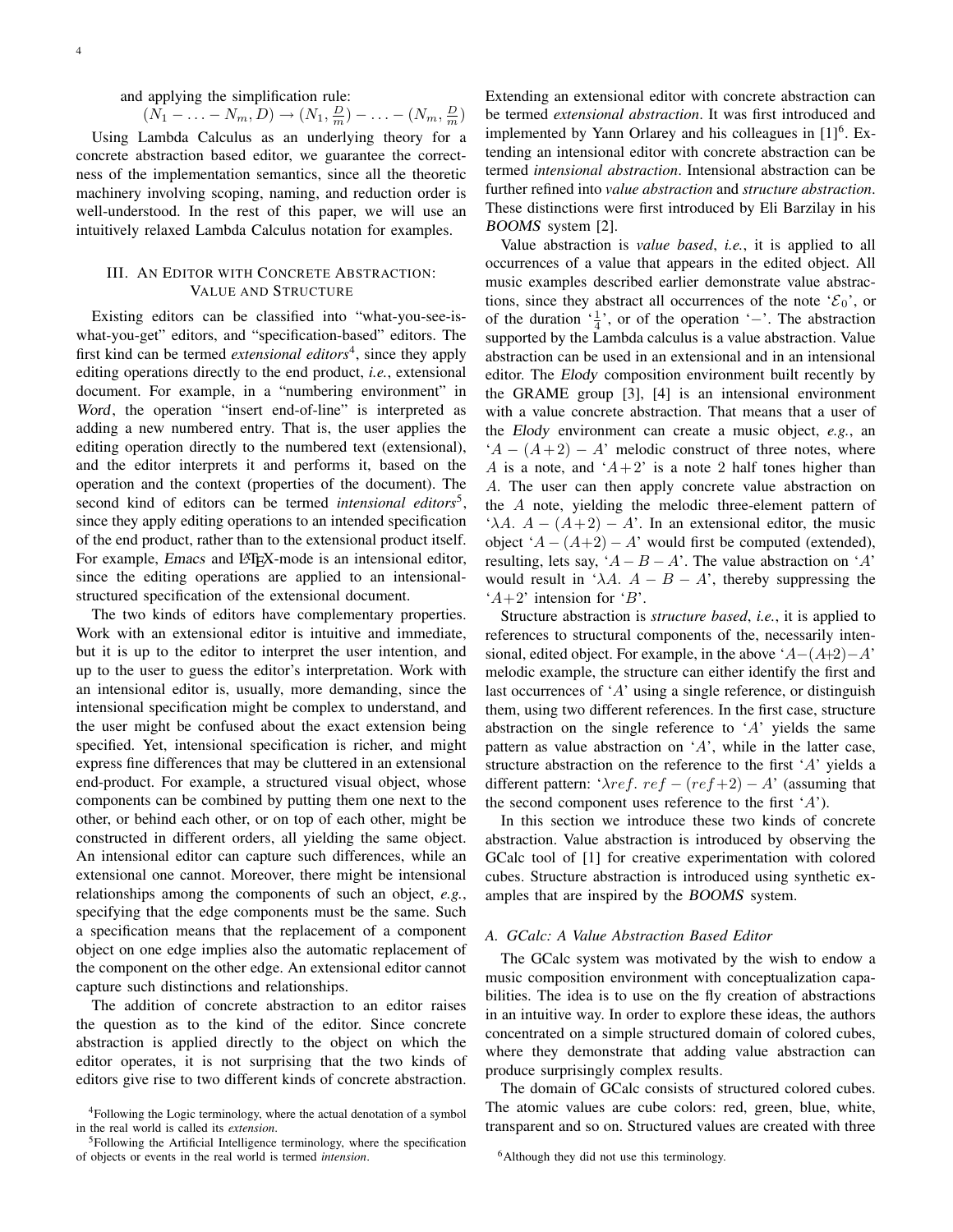and applying the simplification rule:

$$(N_1 - \ldots - N_m, D) \rightarrow (N_1, \frac{D}{m}) - \ldots - (N_m, \frac{D}{m})$$

Using Lambda Calculus as an underlying theory for a concrete abstraction based editor, we guarantee the correctness of the implementation semantics, since all the theoretic machinery involving scoping, naming, and reduction order is well-understood. In the rest of this paper, we will use an intuitively relaxed Lambda Calculus notation for examples.

## III. An Editor with Concrete Abstraction: Value and Structure

Existing editors can be classified into "what-you-see-is-what-you-get" editors, and "specification-based" editors. The first kind can be termed *extensional editors*[4], since they apply editing operations directly to the end product, *i.e.*, extensional document. For example, in a "numbering environment" in Word, the operation "insert end-of-line" is interpreted as adding a new numbered entry. That is, the user applies the editing operation directly to the numbered text (extensional), and the editor interprets it and performs it, based on the operation and the context (properties of the document). The second kind of editors can be termed *intensional editors*[5], since they apply editing operations to an intended specification of the end product, rather than to the extensional product itself. For example, Emacs and LaTeX-mode is an intensional editor, since the editing operations are applied to an intensional-structured specification of the extensional document.

The two kinds of editors have complementary properties. Work with an extensional editor is intuitive and immediate, but it is up to the editor to interpret the user intention, and up to the user to guess the editor's interpretation. Work with an intensional editor is, usually, more demanding, since the intensional specification might be complex to understand, and the user might be confused about the exact extension being specified. Yet, intensional specification is richer, and might express fine differences that may be cluttered in an extensional end-product. For example, a structured visual object, whose components can be combined by putting them one next to the other, or behind each other, or on top of each other, might be constructed in different orders, all yielding the same object. An intensional editor can capture such differences, while an extensional one cannot. Moreover, there might be intensional relationships among the components of such an object, *e.g.*, specifying that the edge components must be the same. Such a specification means that the replacement of a component object on one edge implies also the automatic replacement of the component on the other edge. An extensional editor cannot capture such distinctions and relationships.

The addition of concrete abstraction to an editor raises the question as to the kind of the editor. Since concrete abstraction is applied directly to the object on which the editor operates, it is not surprising that the two kinds of editors give rise to two different kinds of concrete abstraction. Extending an extensional editor with concrete abstraction can be termed *extensional abstraction*. It was first introduced and implemented by Yann Orlarey and his colleagues in [1][6]. Extending an intensional editor with concrete abstraction can be termed *intensional abstraction*. Intensional abstraction can be further refined into *value abstraction* and *structure abstraction*. These distinctions were first introduced by Eli Barzilay in his *BOOMS* system [2].

Value abstraction is *value based*, *i.e.*, it is applied to all occurrences of a value that appears in the edited object. All music examples described earlier demonstrate value abstractions, since they abstract all occurrences of the note '$\mathcal{E}_0$', or of the duration '$\frac{1}{4}$', or of the operation '$-$'. The abstraction supported by the Lambda calculus is a value abstraction. Value abstraction can be used in an extensional and in an intensional editor. The Elody composition environment built recently by the GRAME group [3], [4] is an intensional environment with a value concrete abstraction. That means that a user of the Elody environment can create a music object, *e.g.*, an '$A-(A+2)-A$' melodic construct of three notes, where $A$ is a note, and '$A+2$' is a note 2 half tones higher than $A$. The user can then apply concrete value abstraction on the $A$ note, yielding the melodic three-element pattern of '$\lambda A.\ A-(A+2)-A$'. In an extensional editor, the music object '$A-(A+2)-A$' would first be computed (extended), resulting, lets say, '$A-B-A$'. The value abstraction on '$A$' would result in '$\lambda A.\ A-B-A$', thereby suppressing the '$A+2$' intension for '$B$'.

Structure abstraction is *structure based*, *i.e.*, it is applied to references to structural components of the, necessarily intensional, edited object. For example, in the above '$A-(A+2)-A$' melodic example, the structure can either identify the first and last occurrences of '$A$' using a single reference, or distinguish them, using two different references. In the first case, structure abstraction on the single reference to '$A$' yields the same pattern as value abstraction on '$A$', while in the latter case, structure abstraction on the reference to the first '$A$' yields a different pattern: '$\lambda ref.\ ref-(ref+2)-A$' (assuming that the second component uses reference to the first '$A$').

In this section we introduce these two kinds of concrete abstraction. Value abstraction is introduced by observing the GCalc tool of [1] for creative experimentation with colored cubes. Structure abstraction is introduced using synthetic examples that are inspired by the *BOOMS* system.

### A. GCalc: A Value Abstraction Based Editor

The GCalc system was motivated by the wish to endow a music composition environment with conceptualization capabilities. The idea is to use on the fly creation of abstractions in an intuitive way. In order to explore these ideas, the authors concentrated on a simple structured domain of colored cubes, where they demonstrate that adding value abstraction can produce surprisingly complex results.

The domain of GCalc consists of structured colored cubes. The atomic values are cube colors: red, green, blue, white, transparent and so on. Structured values are created with three

[4] Following the Logic terminology, where the actual denotation of a symbol in the real world is called its *extension*.

[5] Following the Artificial Intelligence terminology, where the specification of objects or events in the real world is termed *intension*.

[6] Although they did not use this terminology.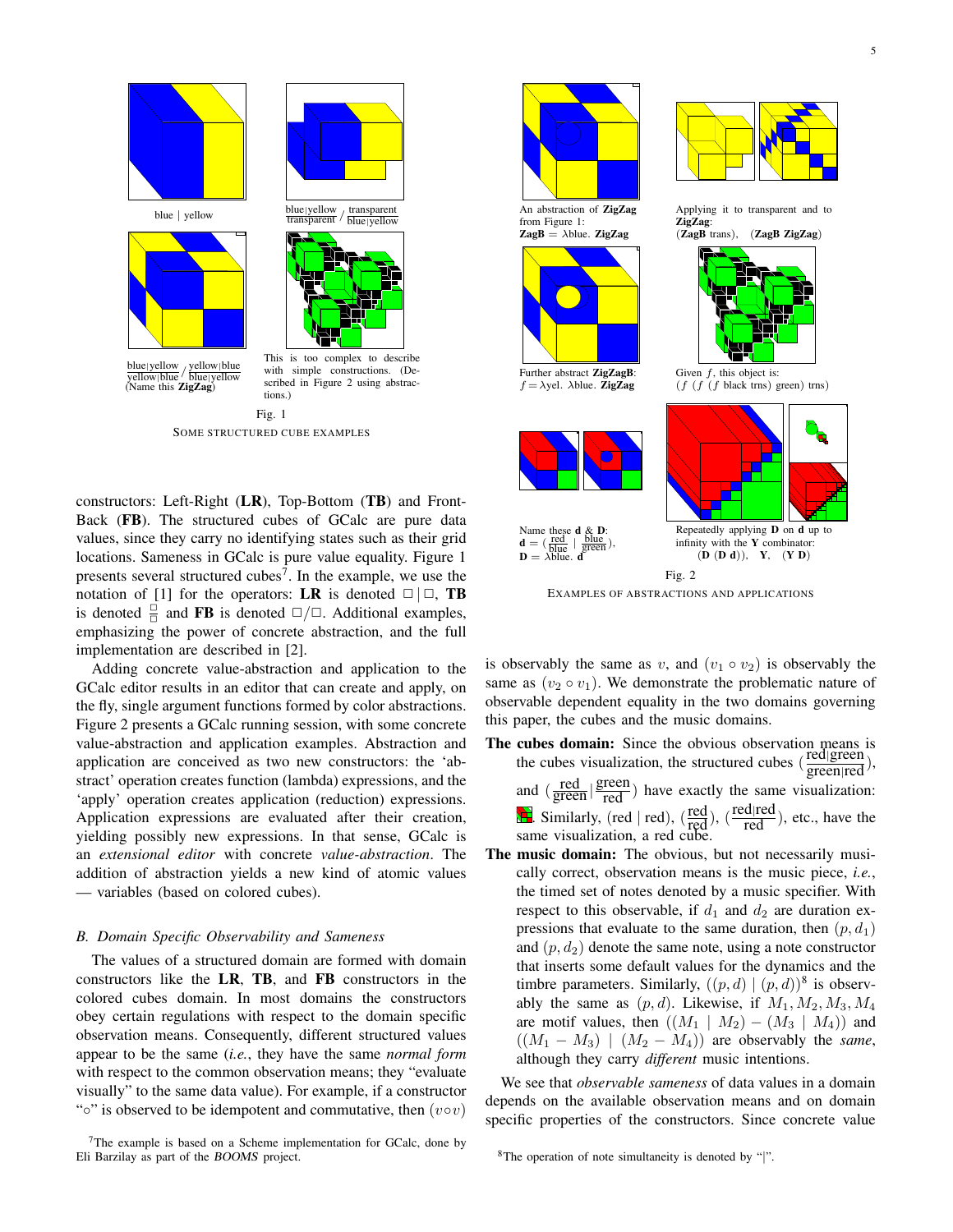blue | yellow

$\frac{\text{blue|yellow}}{\text{transparent}} / \frac{\text{transparent}}{\text{blue|yellow}}$

$\frac{\text{blue|yellow}}{\text{yellow|blue}} / \frac{\text{yellow|blue}}{\text{blue|yellow}}$
(Name this **ZigZag**)

This is too complex to describe with simple constructions. (Described in Figure 2 using abstractions.)

Fig. 1

SOME STRUCTURED CUBE EXAMPLES

An abstraction of **ZigZag** from Figure 1:
**ZagB** = λblue. **ZigZag**

Applying it to transparent and to **ZigZag**:
(**ZagB** trans), (**ZagB ZigZag**)

Further abstract **ZigZagB**:
$f$ = λyel. λblue. **ZigZag**

Given $f$, this object is:
($f$ ($f$ ($f$ black trns) green) trns)

Name these **d** & **D**:
**d** = ($\frac{\text{red}}{\text{blue}}$ | $\frac{\text{blue}}{\text{green}}$),
**D** = λblue. **d**

Repeatedly applying **D** on **d** up to infinity with the **Y** combinator:
(**D** (**D d**)), **Y**, (**Y D**)

Fig. 2

EXAMPLES OF ABSTRACTIONS AND APPLICATIONS

constructors: Left-Right (**LR**), Top-Bottom (**TB**) and Front-Back (**FB**). The structured cubes of GCalc are pure data values, since they carry no identifying states such as their grid locations. Sameness in GCalc is pure value equality. Figure 1 presents several structured cubes[7]. In the example, we use the notation of [1] for the operators: **LR** is denoted □ | □, **TB** is denoted $\frac{\square}{\square}$ and **FB** is denoted □/□. Additional examples, emphasizing the power of concrete abstraction, and the full implementation are described in [2].

Adding concrete value-abstraction and application to the GCalc editor results in an editor that can create and apply, on the fly, single argument functions formed by color abstractions. Figure 2 presents a GCalc running session, with some concrete value-abstraction and application examples. Abstraction and application are conceived as two new constructors: the 'abstract' operation creates function (lambda) expressions, and the 'apply' operation creates application (reduction) expressions. Application expressions are evaluated after their creation, yielding possibly new expressions. In that sense, GCalc is an *extensional editor* with concrete *value-abstraction*. The addition of abstraction yields a new kind of atomic values — variables (based on colored cubes).

### B. Domain Specific Observability and Sameness

The values of a structured domain are formed with domain constructors like the **LR**, **TB**, and **FB** constructors in the colored cubes domain. In most domains the constructors obey certain regulations with respect to the domain specific observation means. Consequently, different structured values appear to be the same (*i.e.*, they have the same *normal form* with respect to the common observation means; they "evaluate visually" to the same data value). For example, if a constructor "∘" is observed to be idempotent and commutative, then $(v \circ v)$ is observably the same as $v$, and $(v_1 \circ v_2)$ is observably the same as $(v_2 \circ v_1)$. We demonstrate the problematic nature of observable dependent equality in the two domains governing this paper, the cubes and the music domains.

- **The cubes domain:** Since the obvious observation means is the cubes visualization, the structured cubes ($\frac{\text{red|green}}{\text{green|red}}$), and ($\frac{\text{red}}{\text{green}}$ | $\frac{\text{green}}{\text{red}}$) have exactly the same visualization: . Similarly, (red | red), ($\frac{\text{red}}{\text{red}}$), ($\frac{\text{red|red}}{\text{red}}$), etc., have the same visualization, a red cube.
- **The music domain:** The obvious, but not necessarily musically correct, observation means is the music piece, *i.e.*, the timed set of notes denoted by a music specifier. With respect to this observable, if $d_1$ and $d_2$ are duration expressions that evaluate to the same duration, then $(p, d_1)$ and $(p, d_2)$ denote the same note, using a note constructor that inserts some default values for the dynamics and the timbre parameters. Similarly, $((p, d) \mid (p, d))$[8] is observably the same as $(p, d)$. Likewise, if $M_1, M_2, M_3, M_4$ are motif values, then $((M_1 \mid M_2) - (M_3 \mid M_4))$ and $((M_1 - M_3) \mid (M_2 - M_4))$ are observably the *same*, although they carry *different* music intentions.

We see that *observable sameness* of data values in a domain depends on the available observation means and on domain specific properties of the constructors. Since concrete value

[7]The example is based on a Scheme implementation for GCalc, done by Eli Barzilay as part of the *BOOMS* project.

[8]The operation of note simultaneity is denoted by "|".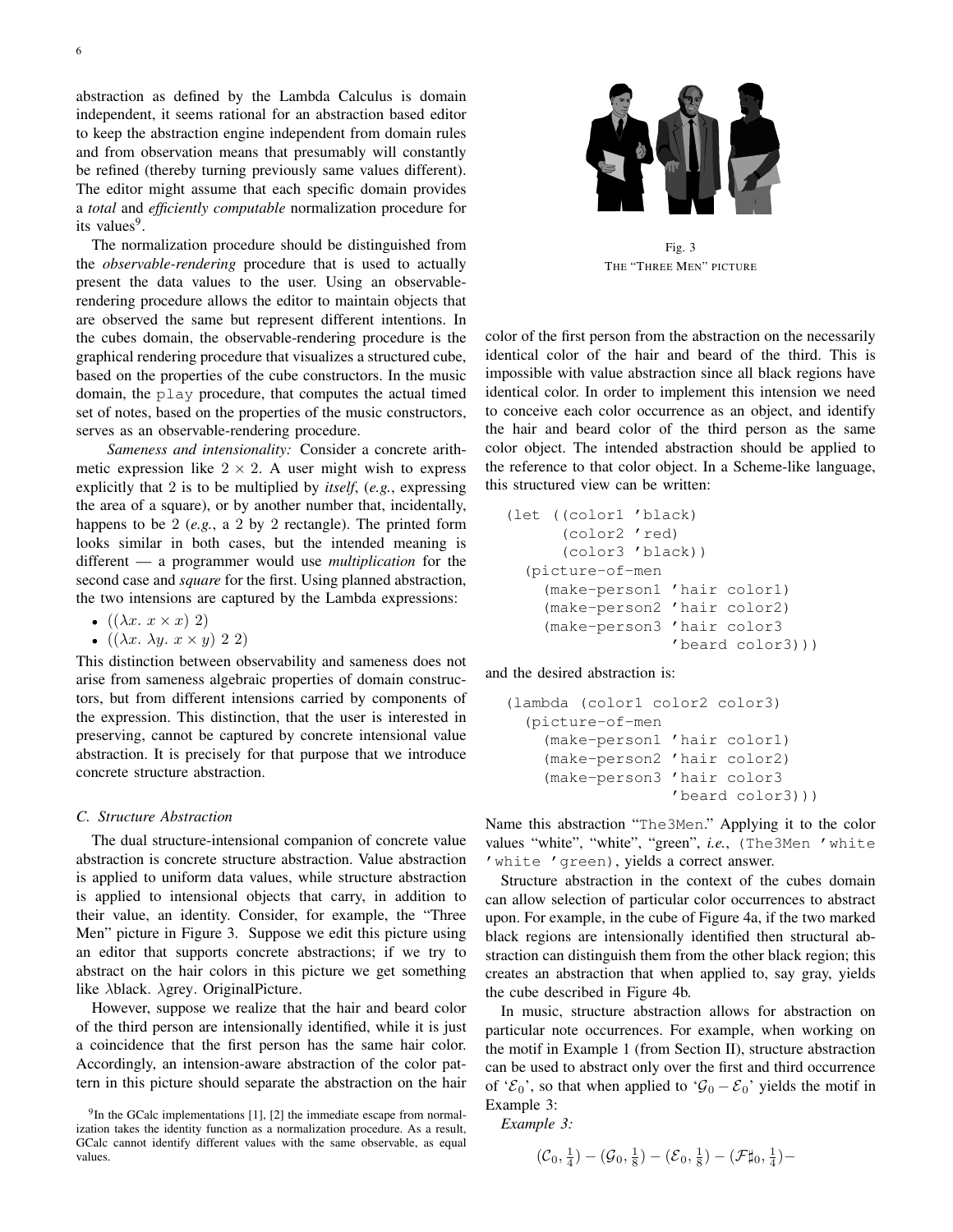abstraction as defined by the Lambda Calculus is domain independent, it seems rational for an abstraction based editor to keep the abstraction engine independent from domain rules and from observation means that presumably will constantly be refined (thereby turning previously same values different). The editor might assume that each specific domain provides a *total* and *efficiently computable* normalization procedure for its values[9].

The normalization procedure should be distinguished from the *observable-rendering* procedure that is used to actually present the data values to the user. Using an observable-rendering procedure allows the editor to maintain objects that are observed the same but represent different intentions. In the cubes domain, the observable-rendering procedure is the graphical rendering procedure that visualizes a structured cube, based on the properties of the cube constructors. In the music domain, the `play` procedure, that computes the actual timed set of notes, based on the properties of the music constructors, serves as an observable-rendering procedure.

*Sameness and intensionality:* Consider a concrete arithmetic expression like $2 \times 2$. A user might wish to express explicitly that 2 is to be multiplied by *itself*, (*e.g.*, expressing the area of a square), or by another number that, incidentally, happens to be 2 (*e.g.*, a 2 by 2 rectangle). The printed form looks similar in both cases, but the intended meaning is different — a programmer would use *multiplication* for the second case and *square* for the first. Using planned abstraction, the two intensions are captured by the Lambda expressions:

- $((\lambda x.\ x \times x)\ 2)$
- $((\lambda x.\ \lambda y.\ x \times y)\ 2\ 2)$

This distinction between observability and sameness does not arise from sameness algebraic properties of domain constructors, but from different intensions carried by components of the expression. This distinction, that the user is interested in preserving, cannot be captured by concrete intensional value abstraction. It is precisely for that purpose that we introduce concrete structure abstraction.

### C. Structure Abstraction

The dual structure-intensional companion of concrete value abstraction is concrete structure abstraction. Value abstraction is applied to uniform data values, while structure abstraction is applied to intensional objects that carry, in addition to their value, an identity. Consider, for example, the "Three Men" picture in Figure 3. Suppose we edit this picture using an editor that supports concrete abstractions; if we try to abstract on the hair colors in this picture we get something like $\lambda$black. $\lambda$grey. OriginalPicture.

However, suppose we realize that the hair and beard color of the third person are intensionally identified, while it is just a coincidence that the first person has the same hair color. Accordingly, an intension-aware abstraction of the color pattern in this picture should separate the abstraction on the hair color of the first person from the abstraction on the necessarily identical color of the hair and beard of the third. This is impossible with value abstraction since all black regions have identical color. In order to implement this intension we need to conceive each color occurrence as an object, and identify the hair and beard color of the third person as the same color object. The intended abstraction should be applied to the reference to that color object. In a Scheme-like language, this structured view can be written:

Fig. 3
THE "THREE MEN" PICTURE

```
(let ((color1 'black)
      (color2 'red)
      (color3 'black))
  (picture-of-men
    (make-person1 'hair color1)
    (make-person2 'hair color2)
    (make-person3 'hair color3
                  'beard color3)))
```

and the desired abstraction is:

```
(lambda (color1 color2 color3)
  (picture-of-men
    (make-person1 'hair color1)
    (make-person2 'hair color2)
    (make-person3 'hair color3
                  'beard color3)))
```

Name this abstraction "`The3Men`." Applying it to the color values "white", "white", "green", *i.e.*, `(The3Men 'white 'white 'green)`, yields a correct answer.

Structure abstraction in the context of the cubes domain can allow selection of particular color occurrences to abstract upon. For example, in the cube of Figure 4a, if the two marked black regions are intensionally identified then structural abstraction can distinguish them from the other black region; this creates an abstraction that when applied to, say gray, yields the cube described in Figure 4b.

In music, structure abstraction allows for abstraction on particular note occurrences. For example, when working on the motif in Example 1 (from Section II), structure abstraction can be used to abstract only over the first and third occurrence of '$\mathcal{E}_0$', so that when applied to '$\mathcal{G}_0 - \mathcal{E}_0$' yields the motif in Example 3:

*Example 3:*

$$(\mathcal{C}_0, \tfrac{1}{4}) - (\mathcal{G}_0, \tfrac{1}{8}) - (\mathcal{E}_0, \tfrac{1}{8}) - (\mathcal{F}\sharp_0, \tfrac{1}{4}) -$$

[9] In the GCalc implementations [1], [2] the immediate escape from normalization takes the identity function as a normalization procedure. As a result, GCalc cannot identify different values with the same observable, as equal values.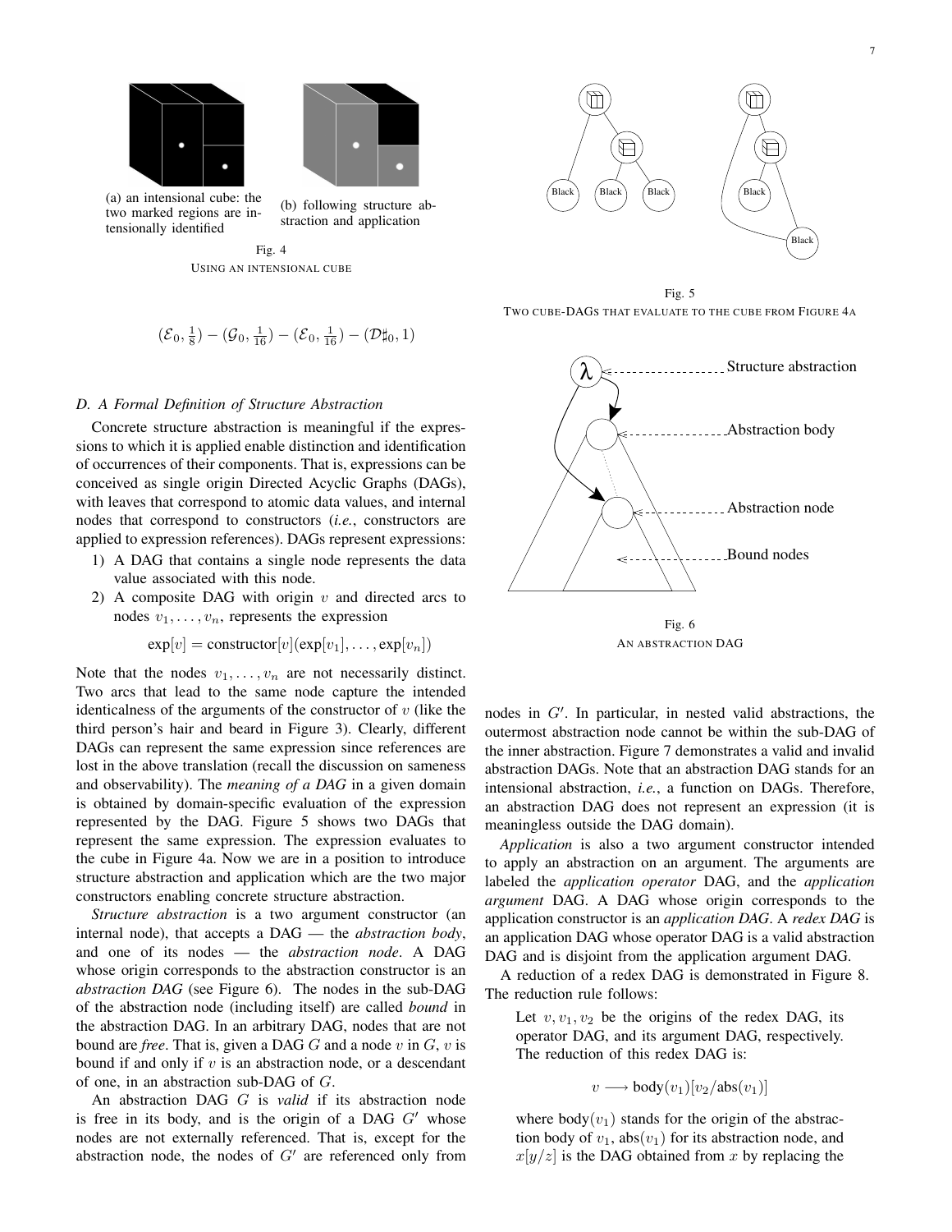(a) an intensional cube: the two marked regions are intensionally identified

(b) following structure abstraction and application

Fig. 4
USING AN INTENSIONAL CUBE

Fig. 5
TWO CUBE-DAGS THAT EVALUATE TO THE CUBE FROM FIGURE 4A

$$(\mathcal{E}_0, \tfrac{1}{8}) - (\mathcal{G}_0, \tfrac{1}{16}) - (\mathcal{E}_0, \tfrac{1}{16}) - (\mathcal{D}\sharp_0, 1)$$

### D. A Formal Definition of Structure Abstraction

Concrete structure abstraction is meaningful if the expressions to which it is applied enable distinction and identification of occurrences of their components. That is, expressions can be conceived as single origin Directed Acyclic Graphs (DAGs), with leaves that correspond to atomic data values, and internal nodes that correspond to constructors (*i.e.*, constructors are applied to expression references). DAGs represent expressions:

1) A DAG that contains a single node represents the data value associated with this node.
2) A composite DAG with origin $v$ and directed arcs to nodes $v_1, \ldots, v_n$, represents the expression

$$\exp[v] = \text{constructor}[v](\exp[v_1], \ldots, \exp[v_n])$$

Note that the nodes $v_1, \ldots, v_n$ are not necessarily distinct. Two arcs that lead to the same node capture the intended identicalness of the arguments of the constructor of $v$ (like the third person's hair and beard in Figure 3). Clearly, different DAGs can represent the same expression since references are lost in the above translation (recall the discussion on sameness and observability). The *meaning of a DAG* in a given domain is obtained by domain-specific evaluation of the expression represented by the DAG. Figure 5 shows two DAGs that represent the same expression. The expression evaluates to the cube in Figure 4a. Now we are in a position to introduce structure abstraction and application which are the two major constructors enabling concrete structure abstraction.

*Structure abstraction* is a two argument constructor (an internal node), that accepts a DAG — the *abstraction body*, and one of its nodes — the *abstraction node*. A DAG whose origin corresponds to the abstraction constructor is an *abstraction DAG* (see Figure 6). The nodes in the sub-DAG of the abstraction node (including itself) are called *bound* in the abstraction DAG. In an arbitrary DAG, nodes that are not bound are *free*. That is, given a DAG $G$ and a node $v$ in $G$, $v$ is bound if and only if $v$ is an abstraction node, or a descendant of one, in an abstraction sub-DAG of $G$.

An abstraction DAG $G$ is *valid* if its abstraction node is free in its body, and is the origin of a DAG $G'$ whose nodes are not externally referenced. That is, except for the abstraction node, the nodes of $G'$ are referenced only from nodes in $G'$. In particular, in nested valid abstractions, the outermost abstraction node cannot be within the sub-DAG of the inner abstraction. Figure 7 demonstrates a valid and invalid abstraction DAGs. Note that an abstraction DAG stands for an intensional abstraction, *i.e.*, a function on DAGs. Therefore, an abstraction DAG does not represent an expression (it is meaningless outside the DAG domain).

Fig. 6
AN ABSTRACTION DAG

*Application* is also a two argument constructor intended to apply an abstraction on an argument. The arguments are labeled the *application operator* DAG, and the *application argument* DAG. A DAG whose origin corresponds to the application constructor is an *application DAG*. A *redex DAG* is an application DAG whose operator DAG is a valid abstraction DAG and is disjoint from the application argument DAG.

A reduction of a redex DAG is demonstrated in Figure 8. The reduction rule follows:

> Let $v, v_1, v_2$ be the origins of the redex DAG, its operator DAG, and its argument DAG, respectively. The reduction of this redex DAG is:
>
> $$v \longrightarrow \text{body}(v_1)[v_2/\text{abs}(v_1)]$$
>
> where $\text{body}(v_1)$ stands for the origin of the abstraction body of $v_1$, $\text{abs}(v_1)$ for its abstraction node, and $x[y/z]$ is the DAG obtained from $x$ by replacing the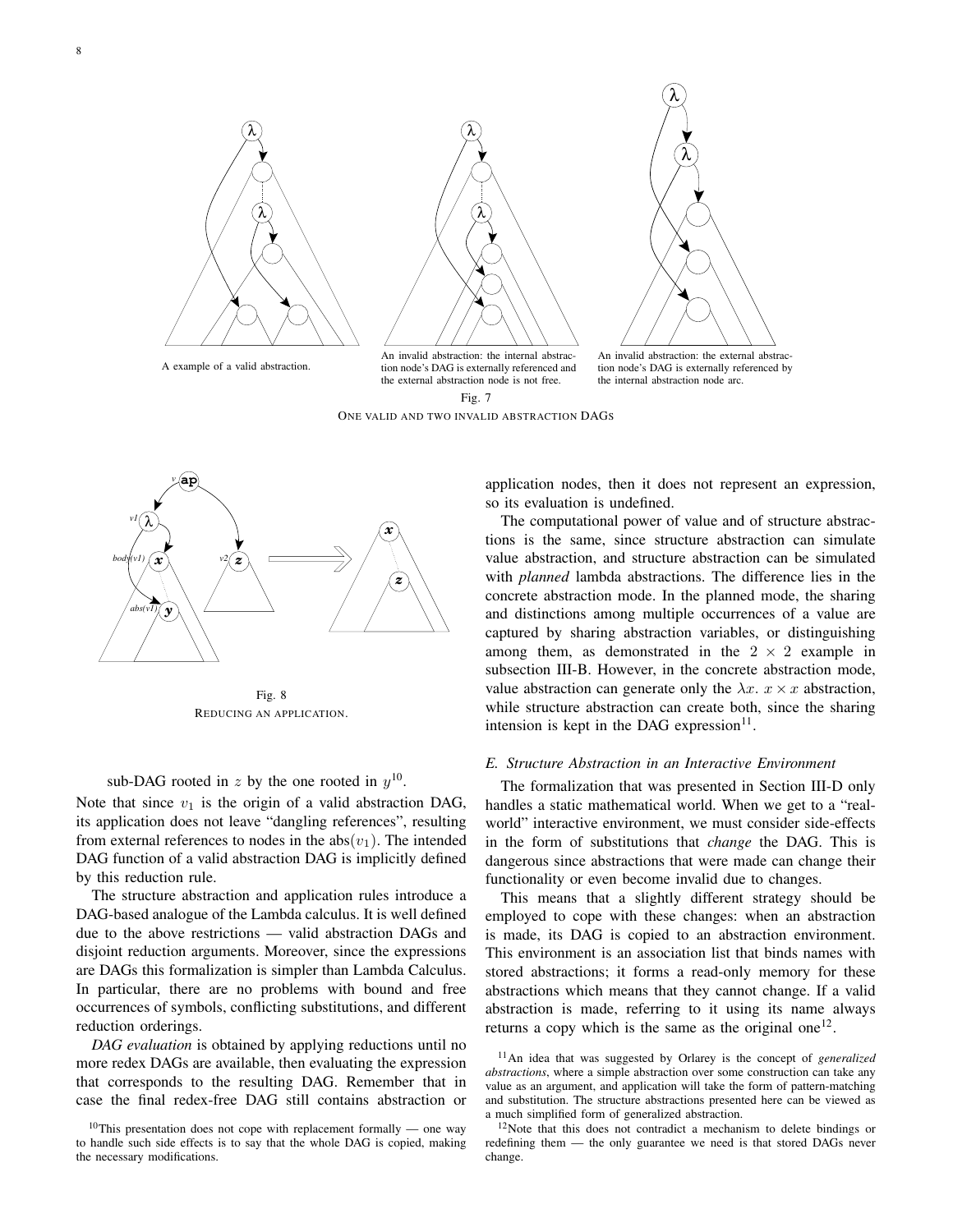A example of a valid abstraction.

An invalid abstraction: the internal abstraction node's DAG is externally referenced and the external abstraction node is not free.

An invalid abstraction: the external abstraction node's DAG is externally referenced by the internal abstraction node arc.

Fig. 7

ONE VALID AND TWO INVALID ABSTRACTION DAGS

Fig. 8

REDUCING AN APPLICATION.

sub-DAG rooted in $z$ by the one rooted in $y$[10].

Note that since $v_1$ is the origin of a valid abstraction DAG, its application does not leave "dangling references", resulting from external references to nodes in the abs$(v_1)$. The intended DAG function of a valid abstraction DAG is implicitly defined by this reduction rule.

The structure abstraction and application rules introduce a DAG-based analogue of the Lambda calculus. It is well defined due to the above restrictions — valid abstraction DAGs and disjoint reduction arguments. Moreover, since the expressions are DAGs this formalization is simpler than Lambda Calculus. In particular, there are no problems with bound and free occurrences of symbols, conflicting substitutions, and different reduction orderings.

*DAG evaluation* is obtained by applying reductions until no more redex DAGs are available, then evaluating the expression that corresponds to the resulting DAG. Remember that in case the final redex-free DAG still contains abstraction or application nodes, then it does not represent an expression, so its evaluation is undefined.

The computational power of value and of structure abstractions is the same, since structure abstraction can simulate value abstraction, and structure abstraction can be simulated with *planned* lambda abstractions. The difference lies in the concrete abstraction mode. In the planned mode, the sharing and distinctions among multiple occurrences of a value are captured by sharing abstraction variables, or distinguishing among them, as demonstrated in the $2 \times 2$ example in subsection III-B. However, in the concrete abstraction mode, value abstraction can generate only the $\lambda x.\ x \times x$ abstraction, while structure abstraction can create both, since the sharing intension is kept in the DAG expression[11].

### E. Structure Abstraction in an Interactive Environment

The formalization that was presented in Section III-D only handles a static mathematical world. When we get to a "real-world" interactive environment, we must consider side-effects in the form of substitutions that *change* the DAG. This is dangerous since abstractions that were made can change their functionality or even become invalid due to changes.

This means that a slightly different strategy should be employed to cope with these changes: when an abstraction is made, its DAG is copied to an abstraction environment. This environment is an association list that binds names with stored abstractions; it forms a read-only memory for these abstractions which means that they cannot change. If a valid abstraction is made, referring to it using its name always returns a copy which is the same as the original one[12].

[10] This presentation does not cope with replacement formally — one way to handle such side effects is to say that the whole DAG is copied, making the necessary modifications.

[11] An idea that was suggested by Orlarey is the concept of *generalized abstractions*, where a simple abstraction over some construction can take any value as an argument, and application will take the form of pattern-matching and substitution. The structure abstractions presented here can be viewed as a much simplified form of generalized abstraction.

[12] Note that this does not contradict a mechanism to delete bindings or redefining them — the only guarantee we need is that stored DAGs never change.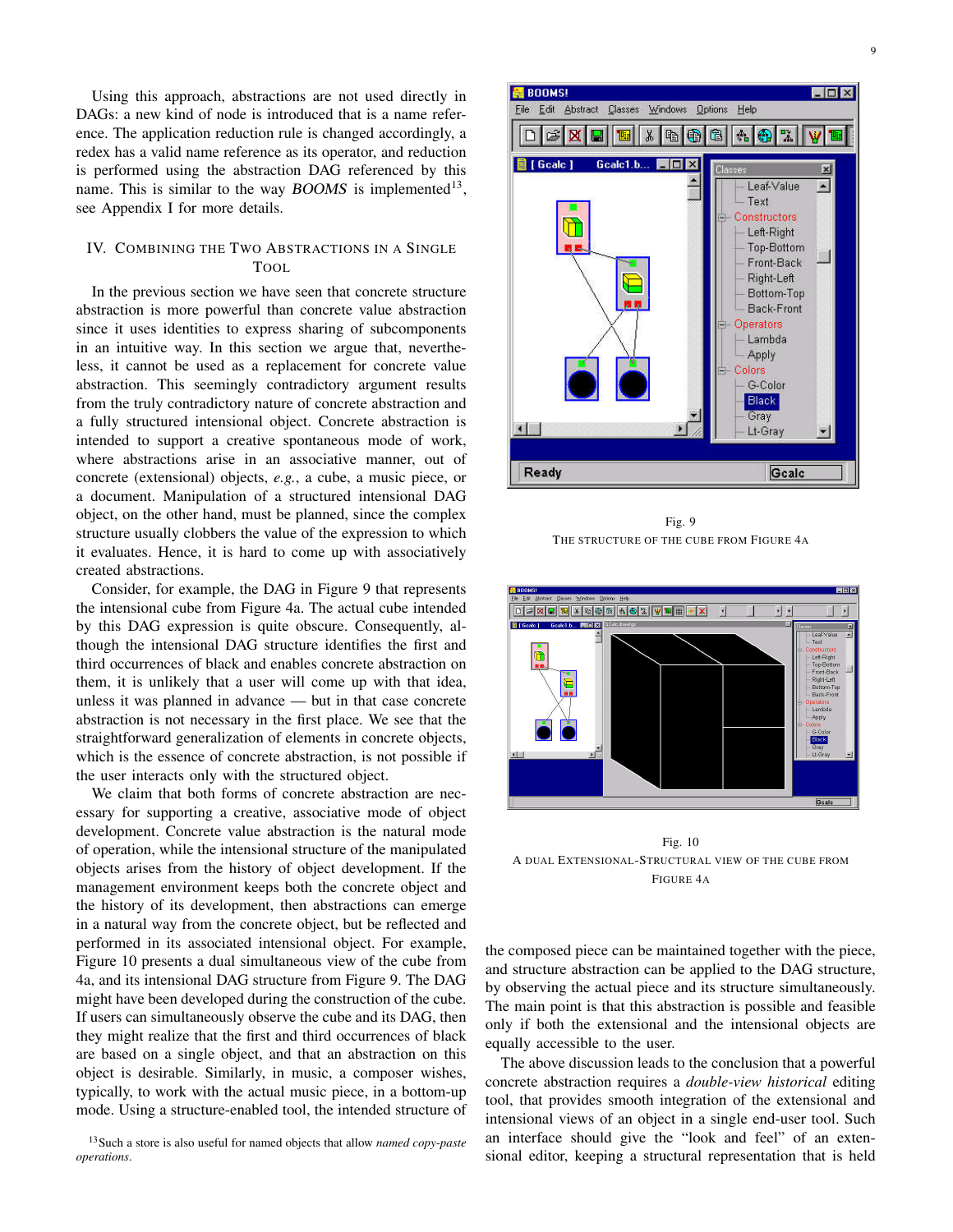Using this approach, abstractions are not used directly in DAGs: a new kind of node is introduced that is a name reference. The application reduction rule is changed accordingly, a redex has a valid name reference as its operator, and reduction is performed using the abstraction DAG referenced by this name. This is similar to the way *BOOMS* is implemented[13], see Appendix I for more details.

## IV. Combining the Two Abstractions in a Single Tool

In the previous section we have seen that concrete structure abstraction is more powerful than concrete value abstraction since it uses identities to express sharing of subcomponents in an intuitive way. In this section we argue that, nevertheless, it cannot be used as a replacement for concrete value abstraction. This seemingly contradictory argument results from the truly contradictory nature of concrete abstraction and a fully structured intensional object. Concrete abstraction is intended to support a creative spontaneous mode of work, where abstractions arise in an associative manner, out of concrete (extensional) objects, *e.g.*, a cube, a music piece, or a document. Manipulation of a structured intensional DAG object, on the other hand, must be planned, since the complex structure usually clobbers the value of the expression to which it evaluates. Hence, it is hard to come up with associatively created abstractions.

Consider, for example, the DAG in Figure 9 that represents the intensional cube from Figure 4a. The actual cube intended by this DAG expression is quite obscure. Consequently, although the intensional DAG structure identifies the first and third occurrences of black and enables concrete abstraction on them, it is unlikely that a user will come up with that idea, unless it was planned in advance — but in that case concrete abstraction is not necessary in the first place. We see that the straightforward generalization of elements in concrete objects, which is the essence of concrete abstraction, is not possible if the user interacts only with the structured object.

We claim that both forms of concrete abstraction are necessary for supporting a creative, associative mode of object development. Concrete value abstraction is the natural mode of operation, while the intensional structure of the manipulated objects arises from the history of object development. If the management environment keeps both the concrete object and the history of its development, then abstractions can emerge in a natural way from the concrete object, but be reflected and performed in its associated intensional object. For example, Figure 10 presents a dual simultaneous view of the cube from 4a, and its intensional DAG structure from Figure 9. The DAG might have been developed during the construction of the cube. If users can simultaneously observe the cube and its DAG, then they might realize that the first and third occurrences of black are based on a single object, and that an abstraction on this object is desirable. Similarly, in music, a composer wishes, typically, to work with the actual music piece, in a bottom-up mode. Using a structure-enabled tool, the intended structure of the composed piece can be maintained together with the piece, and structure abstraction can be applied to the DAG structure, by observing the actual piece and its structure simultaneously. The main point is that this abstraction is possible and feasible only if both the extensional and the intensional objects are equally accessible to the user.

The above discussion leads to the conclusion that a powerful concrete abstraction requires a *double-view historical* editing tool, that provides smooth integration of the extensional and intensional views of an object in a single end-user tool. Such an interface should give the "look and feel" of an extensional editor, keeping a structural representation that is held

Fig. 9
The structure of the cube from Figure 4a

Fig. 10
A dual extensional-structural view of the cube from Figure 4a

[13] Such a store is also useful for named objects that allow *named copy-paste operations*.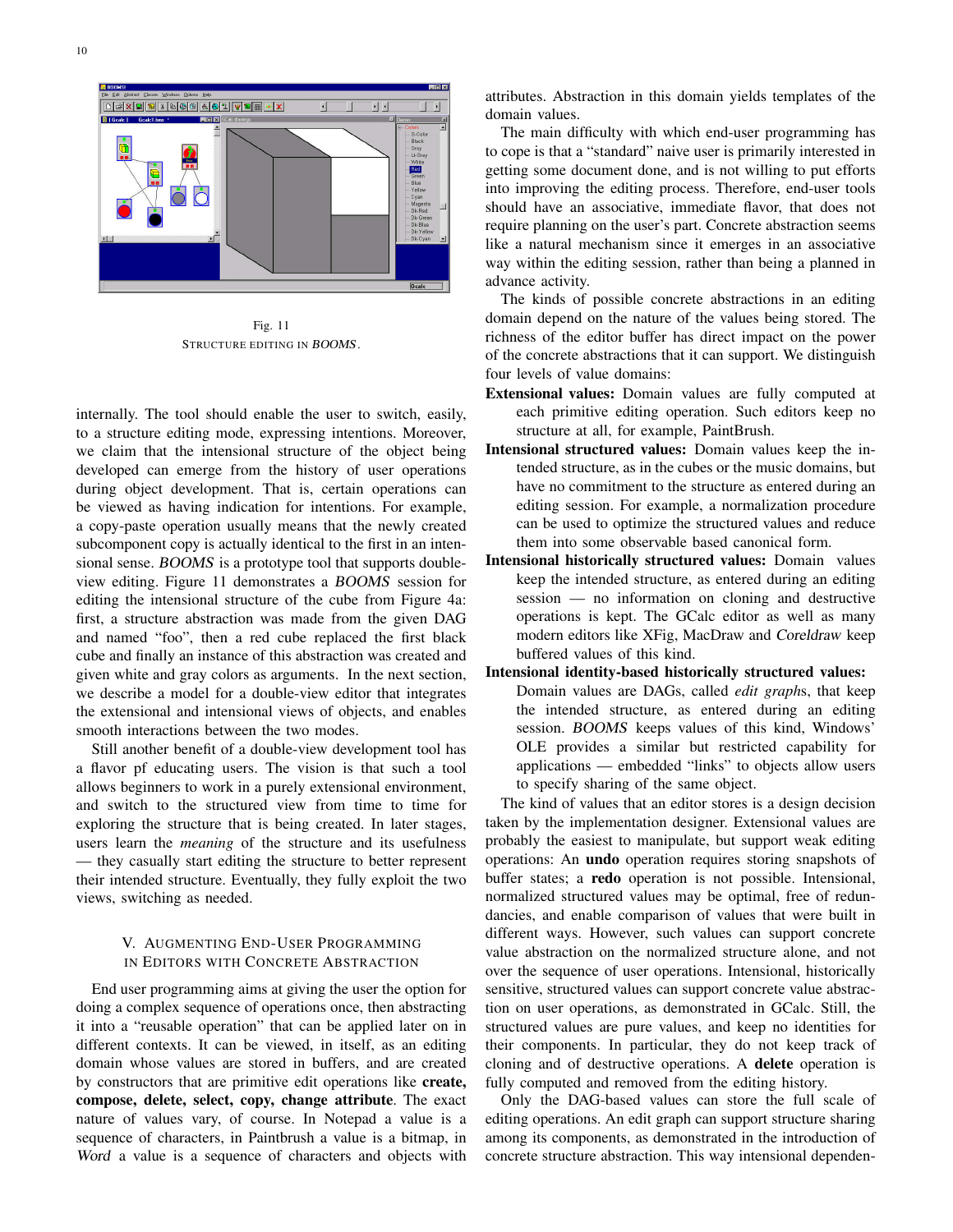Fig. 11
STRUCTURE EDITING IN *BOOMS*.

internally. The tool should enable the user to switch, easily, to a structure editing mode, expressing intentions. Moreover, we claim that the intensional structure of the object being developed can emerge from the history of user operations during object development. That is, certain operations can be viewed as having indication for intentions. For example, a copy-paste operation usually means that the newly created subcomponent copy is actually identical to the first in an intensional sense. *BOOMS* is a prototype tool that supports double-view editing. Figure 11 demonstrates a *BOOMS* session for editing the intensional structure of the cube from Figure 4a: first, a structure abstraction was made from the given DAG and named "foo", then a red cube replaced the first black cube and finally an instance of this abstraction was created and given white and gray colors as arguments. In the next section, we describe a model for a double-view editor that integrates the extensional and intensional views of objects, and enables smooth interactions between the two modes.

Still another benefit of a double-view development tool has a flavor pf educating users. The vision is that such a tool allows beginners to work in a purely extensional environment, and switch to the structured view from time to time for exploring the structure that is being created. In later stages, users learn the *meaning* of the structure and its usefulness — they casually start editing the structure to better represent their intended structure. Eventually, they fully exploit the two views, switching as needed.

## V. Augmenting End-User Programming in Editors with Concrete Abstraction

End user programming aims at giving the user the option for doing a complex sequence of operations once, then abstracting it into a "reusable operation" that can be applied later on in different contexts. It can be viewed, in itself, as an editing domain whose values are stored in buffers, and are created by constructors that are primitive edit operations like **create, compose, delete, select, copy, change attribute**. The exact nature of values vary, of course. In Notepad a value is a sequence of characters, in Paintbrush a value is a bitmap, in *Word* a value is a sequence of characters and objects with attributes. Abstraction in this domain yields templates of the domain values.

The main difficulty with which end-user programming has to cope is that a "standard" naive user is primarily interested in getting some document done, and is not willing to put efforts into improving the editing process. Therefore, end-user tools should have an associative, immediate flavor, that does not require planning on the user's part. Concrete abstraction seems like a natural mechanism since it emerges in an associative way within the editing session, rather than being a planned in advance activity.

The kinds of possible concrete abstractions in an editing domain depend on the nature of the values being stored. The richness of the editor buffer has direct impact on the power of the concrete abstractions that it can support. We distinguish four levels of value domains:

**Extensional values:** Domain values are fully computed at each primitive editing operation. Such editors keep no structure at all, for example, PaintBrush.

**Intensional structured values:** Domain values keep the intended structure, as in the cubes or the music domains, but have no commitment to the structure as entered during an editing session. For example, a normalization procedure can be used to optimize the structured values and reduce them into some observable based canonical form.

**Intensional historically structured values:** Domain values keep the intended structure, as entered during an editing session — no information on cloning and destructive operations is kept. The GCalc editor as well as many modern editors like XFig, MacDraw and *Coreldraw* keep buffered values of this kind.

**Intensional identity-based historically structured values:** Domain values are DAGs, called *edit graph*s, that keep the intended structure, as entered during an editing session. *BOOMS* keeps values of this kind, Windows' OLE provides a similar but restricted capability for applications — embedded "links" to objects allow users to specify sharing of the same object.

The kind of values that an editor stores is a design decision taken by the implementation designer. Extensional values are probably the easiest to manipulate, but support weak editing operations: An **undo** operation requires storing snapshots of buffer states; a **redo** operation is not possible. Intensional, normalized structured values may be optimal, free of redundancies, and enable comparison of values that were built in different ways. However, such values can support concrete value abstraction on the normalized structure alone, and not over the sequence of user operations. Intensional, historically sensitive, structured values can support concrete value abstraction on user operations, as demonstrated in GCalc. Still, the structured values are pure values, and keep no identities for their components. In particular, they do not keep track of cloning and of destructive operations. A **delete** operation is fully computed and removed from the editing history.

Only the DAG-based values can store the full scale of editing operations. An edit graph can support structure sharing among its components, as demonstrated in the introduction of concrete structure abstraction. This way intensional dependen-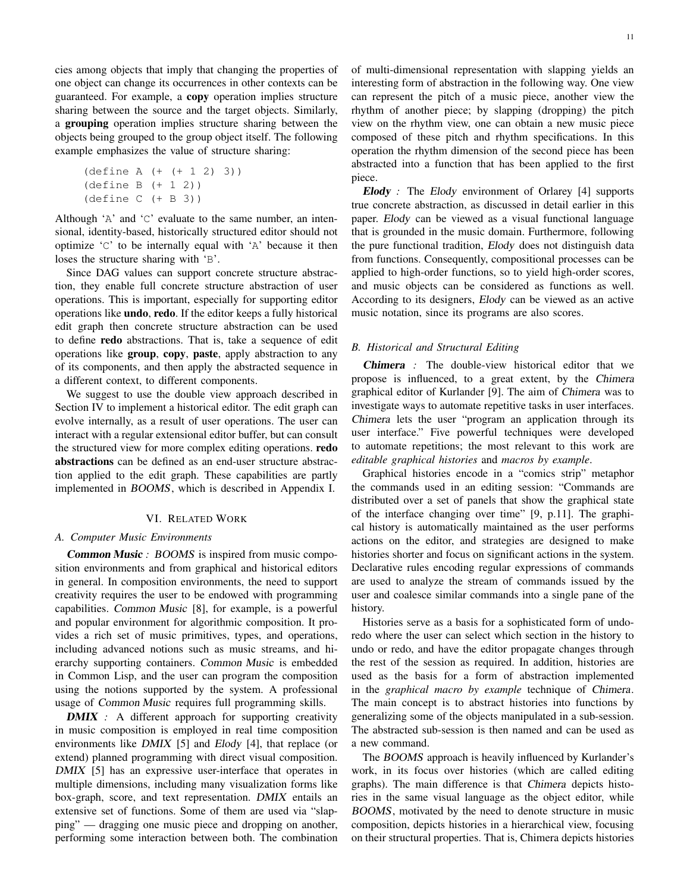cies among objects that imply that changing the properties of one object can change its occurrences in other contexts can be guaranteed. For example, a **copy** operation implies structure sharing between the source and the target objects. Similarly, a **grouping** operation implies structure sharing between the objects being grouped to the group object itself. The following example emphasizes the value of structure sharing:

```
(define A (+ (+ 1 2) 3))
(define B (+ 1 2))
(define C (+ B 3))
```

Although 'A' and 'C' evaluate to the same number, an intensional, identity-based, historically structured editor should not optimize 'C' to be internally equal with 'A' because it then loses the structure sharing with 'B'.

Since DAG values can support concrete structure abstraction, they enable full concrete structure abstraction of user operations. This is important, especially for supporting editor operations like **undo**, **redo**. If the editor keeps a fully historical edit graph then concrete structure abstraction can be used to define **redo** abstractions. That is, take a sequence of edit operations like **group**, **copy**, **paste**, apply abstraction to any of its components, and then apply the abstracted sequence in a different context, to different components.

We suggest to use the double view approach described in Section IV to implement a historical editor. The edit graph can evolve internally, as a result of user operations. The user can interact with a regular extensional editor buffer, but can consult the structured view for more complex editing operations. **redo abstractions** can be defined as an end-user structure abstraction applied to the edit graph. These capabilities are partly implemented in *BOOMS*, which is described in Appendix I.

## VI. Related Work

### A. Computer Music Environments

***Common Music*** *:* *BOOMS* is inspired from music composition environments and from graphical and historical editors in general. In composition environments, the need to support creativity requires the user to be endowed with programming capabilities. *Common Music* [8], for example, is a powerful and popular environment for algorithmic composition. It provides a rich set of music primitives, types, and operations, including advanced notions such as music streams, and hierarchy supporting containers. *Common Music* is embedded in Common Lisp, and the user can program the composition using the notions supported by the system. A professional usage of *Common Music* requires full programming skills.

***DMIX*** *:* A different approach for supporting creativity in music composition is employed in real time composition environments like *DMIX* [5] and *Elody* [4], that replace (or extend) planned programming with direct visual composition. *DMIX* [5] has an expressive user-interface that operates in multiple dimensions, including many visualization forms like box-graph, score, and text representation. *DMIX* entails an extensive set of functions. Some of them are used via "slapping" — dragging one music piece and dropping on another, performing some interaction between both. The combination of multi-dimensional representation with slapping yields an interesting form of abstraction in the following way. One view can represent the pitch of a music piece, another view the rhythm of another piece; by slapping (dropping) the pitch view on the rhythm view, one can obtain a new music piece composed of these pitch and rhythm specifications. In this operation the rhythm dimension of the second piece has been abstracted into a function that has been applied to the first piece.

***Elody*** *:* The *Elody* environment of Orlarey [4] supports true concrete abstraction, as discussed in detail earlier in this paper. *Elody* can be viewed as a visual functional language that is grounded in the music domain. Furthermore, following the pure functional tradition, *Elody* does not distinguish data from functions. Consequently, compositional processes can be applied to high-order functions, so to yield high-order scores, and music objects can be considered as functions as well. According to its designers, *Elody* can be viewed as an active music notation, since its programs are also scores.

### B. Historical and Structural Editing

***Chimera*** *:* The double-view historical editor that we propose is influenced, to a great extent, by the *Chimera* graphical editor of Kurlander [9]. The aim of *Chimera* was to investigate ways to automate repetitive tasks in user interfaces. *Chimera* lets the user "program an application through its user interface." Five powerful techniques were developed to automate repetitions; the most relevant to this work are *editable graphical histories* and *macros by example*.

Graphical histories encode in a "comics strip" metaphor the commands used in an editing session: "Commands are distributed over a set of panels that show the graphical state of the interface changing over time" [9, p.11]. The graphical history is automatically maintained as the user performs actions on the editor, and strategies are designed to make histories shorter and focus on significant actions in the system. Declarative rules encoding regular expressions of commands are used to analyze the stream of commands issued by the user and coalesce similar commands into a single pane of the history.

Histories serve as a basis for a sophisticated form of undo-redo where the user can select which section in the history to undo or redo, and have the editor propagate changes through the rest of the session as required. In addition, histories are used as the basis for a form of abstraction implemented in the *graphical macro by example* technique of *Chimera*. The main concept is to abstract histories into functions by generalizing some of the objects manipulated in a sub-session. The abstracted sub-session is then named and can be used as a new command.

The *BOOMS* approach is heavily influenced by Kurlander's work, in its focus over histories (which are called editing graphs). The main difference is that *Chimera* depicts histories in the same visual language as the object editor, while *BOOMS*, motivated by the need to denote structure in music composition, depicts histories in a hierarchical view, focusing on their structural properties. That is, Chimera depicts histories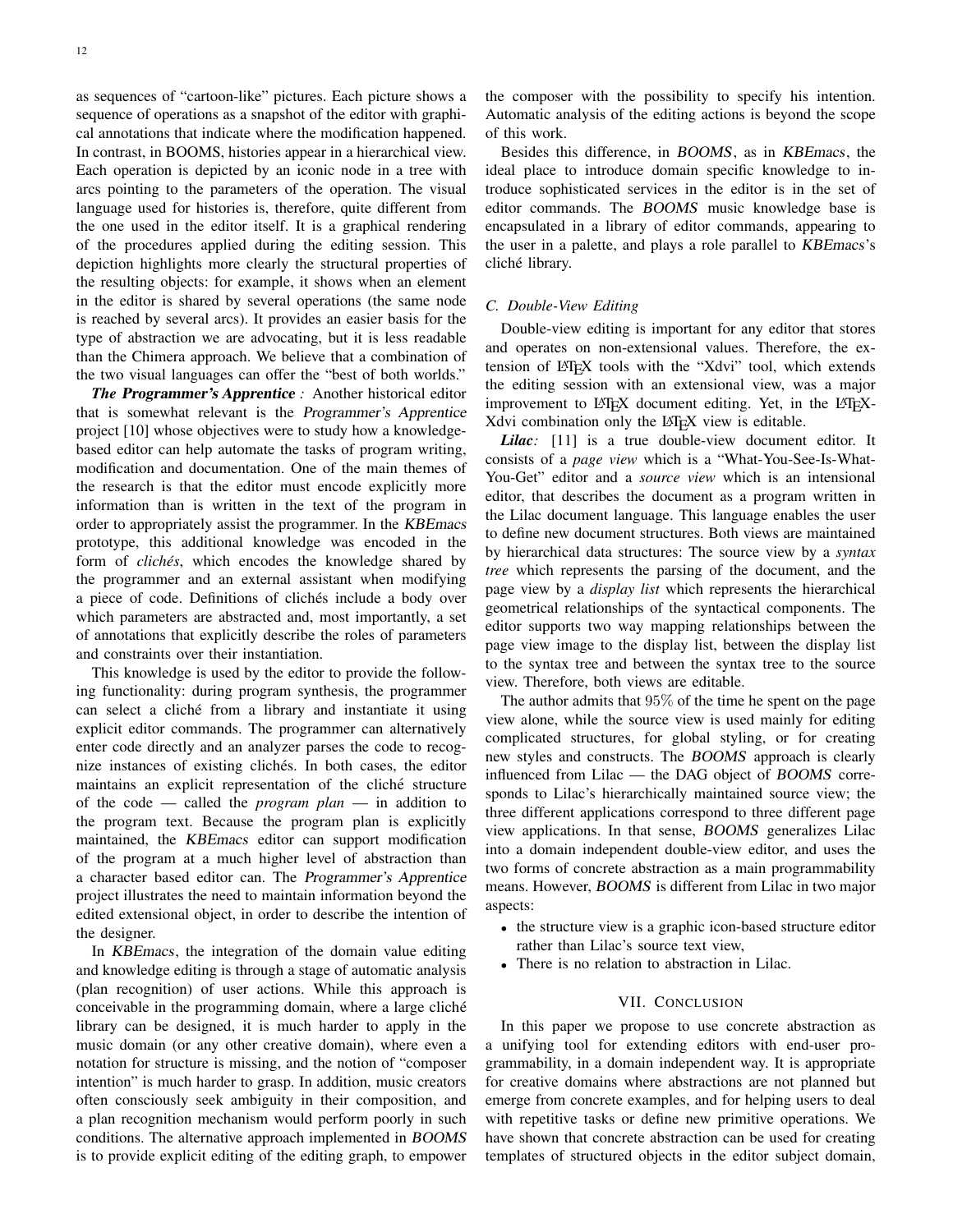as sequences of "cartoon-like" pictures. Each picture shows a sequence of operations as a snapshot of the editor with graphical annotations that indicate where the modification happened. In contrast, in BOOMS, histories appear in a hierarchical view. Each operation is depicted by an iconic node in a tree with arcs pointing to the parameters of the operation. The visual language used for histories is, therefore, quite different from the one used in the editor itself. It is a graphical rendering of the procedures applied during the editing session. This depiction highlights more clearly the structural properties of the resulting objects: for example, it shows when an element in the editor is shared by several operations (the same node is reached by several arcs). It provides an easier basis for the type of abstraction we are advocating, but it is less readable than the Chimera approach. We believe that a combination of the two visual languages can offer the "best of both worlds."

***The Programmer's Apprentice*** *:* Another historical editor that is somewhat relevant is the *Programmer's Apprentice* project [10] whose objectives were to study how a knowledge-based editor can help automate the tasks of program writing, modification and documentation. One of the main themes of the research is that the editor must encode explicitly more information than is written in the text of the program in order to appropriately assist the programmer. In the *KBEmacs* prototype, this additional knowledge was encoded in the form of *clichés*, which encodes the knowledge shared by the programmer and an external assistant when modifying a piece of code. Definitions of clichés include a body over which parameters are abstracted and, most importantly, a set of annotations that explicitly describe the roles of parameters and constraints over their instantiation.

This knowledge is used by the editor to provide the following functionality: during program synthesis, the programmer can select a cliché from a library and instantiate it using explicit editor commands. The programmer can alternatively enter code directly and an analyzer parses the code to recognize instances of existing clichés. In both cases, the editor maintains an explicit representation of the cliché structure of the code — called the *program plan* — in addition to the program text. Because the program plan is explicitly maintained, the *KBEmacs* editor can support modification of the program at a much higher level of abstraction than a character based editor can. The *Programmer's Apprentice* project illustrates the need to maintain information beyond the edited extensional object, in order to describe the intention of the designer.

In *KBEmacs*, the integration of the domain value editing and knowledge editing is through a stage of automatic analysis (plan recognition) of user actions. While this approach is conceivable in the programming domain, where a large cliché library can be designed, it is much harder to apply in the music domain (or any other creative domain), where even a notation for structure is missing, and the notion of "composer intention" is much harder to grasp. In addition, music creators often consciously seek ambiguity in their composition, and a plan recognition mechanism would perform poorly in such conditions. The alternative approach implemented in *BOOMS* is to provide explicit editing of the editing graph, to empower the composer with the possibility to specify his intention. Automatic analysis of the editing actions is beyond the scope of this work.

Besides this difference, in *BOOMS*, as in *KBEmacs*, the ideal place to introduce domain specific knowledge to introduce sophisticated services in the editor is in the set of editor commands. The *BOOMS* music knowledge base is encapsulated in a library of editor commands, appearing to the user in a palette, and plays a role parallel to *KBEmacs*'s cliché library.

### C. Double-View Editing

Double-view editing is important for any editor that stores and operates on non-extensional values. Therefore, the extension of LaTeX tools with the "Xdvi" tool, which extends the editing session with an extensional view, was a major improvement to LaTeX document editing. Yet, in the LaTeX-Xdvi combination only the LaTeX view is editable.

***Lilac*** *:* [11] is a true double-view document editor. It consists of a *page view* which is a "What-You-See-Is-What-You-Get" editor and a *source view* which is an intensional editor, that describes the document as a program written in the Lilac document language. This language enables the user to define new document structures. Both views are maintained by hierarchical data structures: The source view by a *syntax tree* which represents the parsing of the document, and the page view by a *display list* which represents the hierarchical geometrical relationships of the syntactical components. The editor supports two way mapping relationships between the page view image to the display list, between the display list to the syntax tree and between the syntax tree to the source view. Therefore, both views are editable.

The author admits that $95\%$ of the time he spent on the page view alone, while the source view is used mainly for editing complicated structures, for global styling, or for creating new styles and constructs. The *BOOMS* approach is clearly influenced from Lilac — the DAG object of *BOOMS* corresponds to Lilac's hierarchically maintained source view; the three different applications correspond to three different page view applications. In that sense, *BOOMS* generalizes Lilac into a domain independent double-view editor, and uses the two forms of concrete abstraction as a main programmability means. However, *BOOMS* is different from Lilac in two major aspects:

- the structure view is a graphic icon-based structure editor rather than Lilac's source text view,
- There is no relation to abstraction in Lilac.

## VII. Conclusion

In this paper we propose to use concrete abstraction as a unifying tool for extending editors with end-user programmability, in a domain independent way. It is appropriate for creative domains where abstractions are not planned but emerge from concrete examples, and for helping users to deal with repetitive tasks or define new primitive operations. We have shown that concrete abstraction can be used for creating templates of structured objects in the editor subject domain,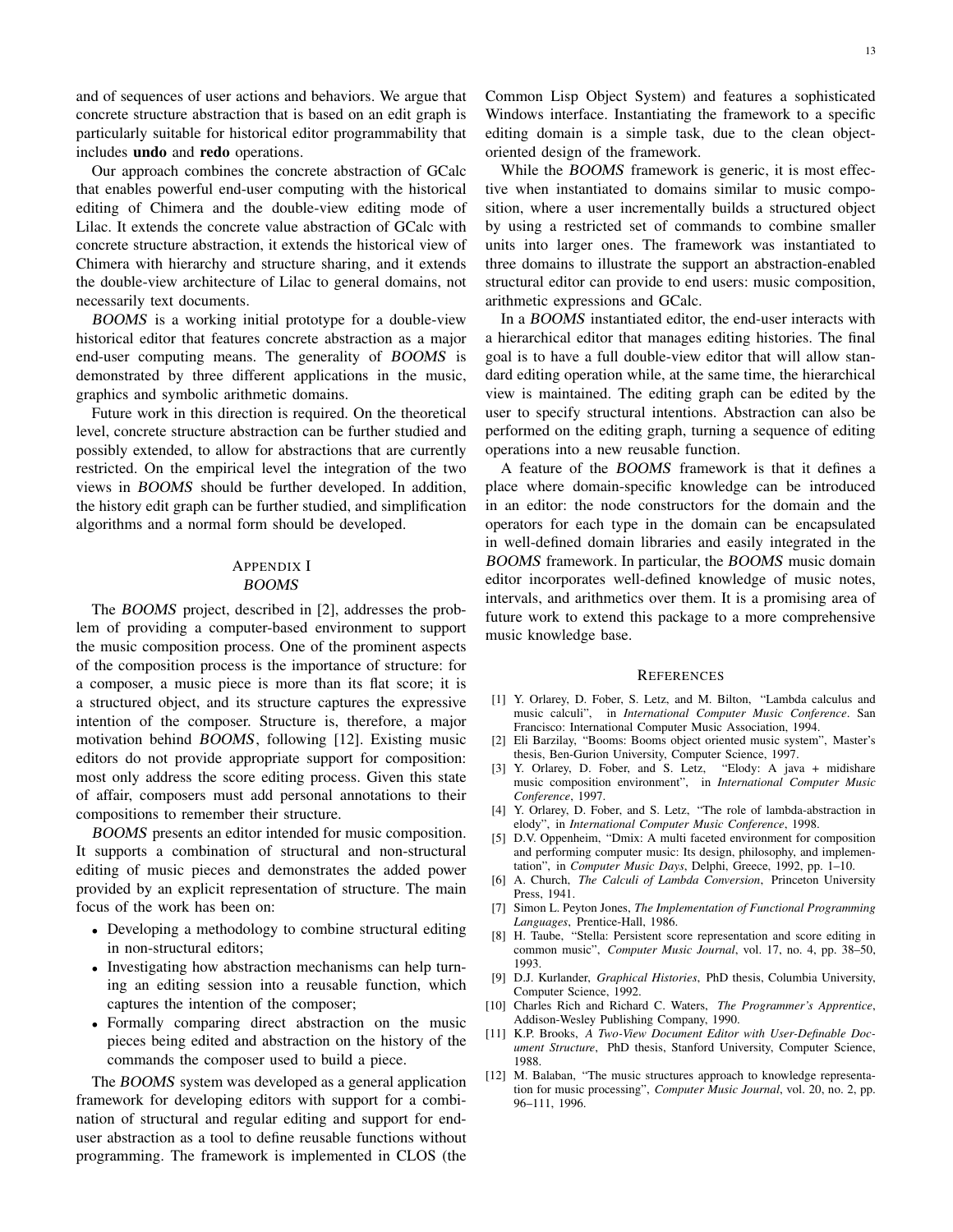and of sequences of user actions and behaviors. We argue that concrete structure abstraction that is based on an edit graph is particularly suitable for historical editor programmability that includes **undo** and **redo** operations.

Our approach combines the concrete abstraction of GCalc that enables powerful end-user computing with the historical editing of Chimera and the double-view editing mode of Lilac. It extends the concrete value abstraction of GCalc with concrete structure abstraction, it extends the historical view of Chimera with hierarchy and structure sharing, and it extends the double-view architecture of Lilac to general domains, not necessarily text documents.

*BOOMS* is a working initial prototype for a double-view historical editor that features concrete abstraction as a major end-user computing means. The generality of *BOOMS* is demonstrated by three different applications in the music, graphics and symbolic arithmetic domains.

Future work in this direction is required. On the theoretical level, concrete structure abstraction can be further studied and possibly extended, to allow for abstractions that are currently restricted. On the empirical level the integration of the two views in *BOOMS* should be further developed. In addition, the history edit graph can be further studied, and simplification algorithms and a normal form should be developed.

## Appendix I
## *BOOMS*

The *BOOMS* project, described in [2], addresses the problem of providing a computer-based environment to support the music composition process. One of the prominent aspects of the composition process is the importance of structure: for a composer, a music piece is more than its flat score; it is a structured object, and its structure captures the expressive intention of the composer. Structure is, therefore, a major motivation behind *BOOMS*, following [12]. Existing music editors do not provide appropriate support for composition: most only address the score editing process. Given this state of affair, composers must add personal annotations to their compositions to remember their structure.

*BOOMS* presents an editor intended for music composition. It supports a combination of structural and non-structural editing of music pieces and demonstrates the added power provided by an explicit representation of structure. The main focus of the work has been on:

- Developing a methodology to combine structural editing in non-structural editors;
- Investigating how abstraction mechanisms can help turning an editing session into a reusable function, which captures the intention of the composer;
- Formally comparing direct abstraction on the music pieces being edited and abstraction on the history of the commands the composer used to build a piece.

The *BOOMS* system was developed as a general application framework for developing editors with support for a combination of structural and regular editing and support for end-user abstraction as a tool to define reusable functions without programming. The framework is implemented in CLOS (the Common Lisp Object System) and features a sophisticated Windows interface. Instantiating the framework to a specific editing domain is a simple task, due to the clean object-oriented design of the framework.

While the *BOOMS* framework is generic, it is most effective when instantiated to domains similar to music composition, where a user incrementally builds a structured object by using a restricted set of commands to combine smaller units into larger ones. The framework was instantiated to three domains to illustrate the support an abstraction-enabled structural editor can provide to end users: music composition, arithmetic expressions and GCalc.

In a *BOOMS* instantiated editor, the end-user interacts with a hierarchical editor that manages editing histories. The final goal is to have a full double-view editor that will allow standard editing operation while, at the same time, the hierarchical view is maintained. The editing graph can be edited by the user to specify structural intentions. Abstraction can also be performed on the editing graph, turning a sequence of editing operations into a new reusable function.

A feature of the *BOOMS* framework is that it defines a place where domain-specific knowledge can be introduced in an editor: the node constructors for the domain and the operators for each type in the domain can be encapsulated in well-defined domain libraries and easily integrated in the *BOOMS* framework. In particular, the *BOOMS* music domain editor incorporates well-defined knowledge of music notes, intervals, and arithmetics over them. It is a promising area of future work to extend this package to a more comprehensive music knowledge base.

## References

[1] Y. Orlarey, D. Fober, S. Letz, and M. Bilton, "Lambda calculus and music calculi", in *International Computer Music Conference*. San Francisco: International Computer Music Association, 1994.

[2] Eli Barzilay, "Booms: Booms object oriented music system", Master's thesis, Ben-Gurion University, Computer Science, 1997.

[3] Y. Orlarey, D. Fober, and S. Letz, "Elody: A java + midishare music composition environment", in *International Computer Music Conference*, 1997.

[4] Y. Orlarey, D. Fober, and S. Letz, "The role of lambda-abstraction in elody", in *International Computer Music Conference*, 1998.

[5] D.V. Oppenheim, "Dmix: A multi faceted environment for composition and performing computer music: Its design, philosophy, and implementation", in *Computer Music Days*, Delphi, Greece, 1992, pp. 1–10.

[6] A. Church, *The Calculi of Lambda Conversion*, Princeton University Press, 1941.

[7] Simon L. Peyton Jones, *The Implementation of Functional Programming Languages*, Prentice-Hall, 1986.

[8] H. Taube, "Stella: Persistent score representation and score editing in common music", *Computer Music Journal*, vol. 17, no. 4, pp. 38–50, 1993.

[9] D.J. Kurlander, *Graphical Histories*, PhD thesis, Columbia University, Computer Science, 1992.

[10] Charles Rich and Richard C. Waters, *The Programmer's Apprentice*, Addison-Wesley Publishing Company, 1990.

[11] K.P. Brooks, *A Two-View Document Editor with User-Definable Document Structure*, PhD thesis, Stanford University, Computer Science, 1988.

[12] M. Balaban, "The music structures approach to knowledge representation for music processing", *Computer Music Journal*, vol. 20, no. 2, pp. 96–111, 1996.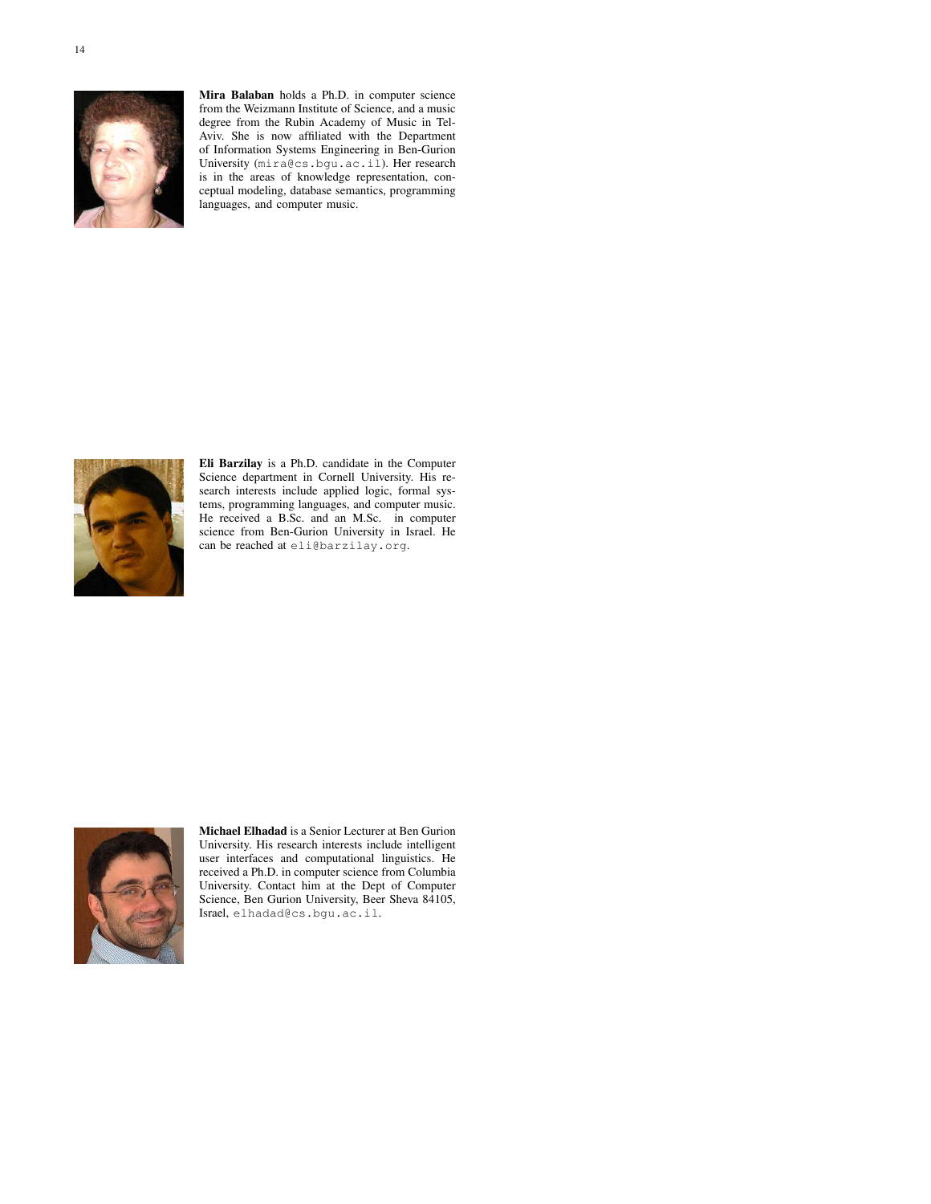**Mira Balaban** holds a Ph.D. in computer science from the Weizmann Institute of Science, and a music degree from the Rubin Academy of Music in Tel-Aviv. She is now affiliated with the Department of Information Systems Engineering in Ben-Gurion University (mira@cs.bgu.ac.il). Her research is in the areas of knowledge representation, conceptual modeling, database semantics, programming languages, and computer music.

**Eli Barzilay** is a Ph.D. candidate in the Computer Science department in Cornell University. His research interests include applied logic, formal systems, programming languages, and computer music. He received a B.Sc. and an M.Sc. in computer science from Ben-Gurion University in Israel. He can be reached at eli@barzilay.org.

**Michael Elhadad** is a Senior Lecturer at Ben Gurion University. His research interests include intelligent user interfaces and computational linguistics. He received a Ph.D. in computer science from Columbia University. Contact him at the Dept of Computer Science, Ben Gurion University, Beer Sheva 84105, Israel, elhadad@cs.bgu.ac.il.